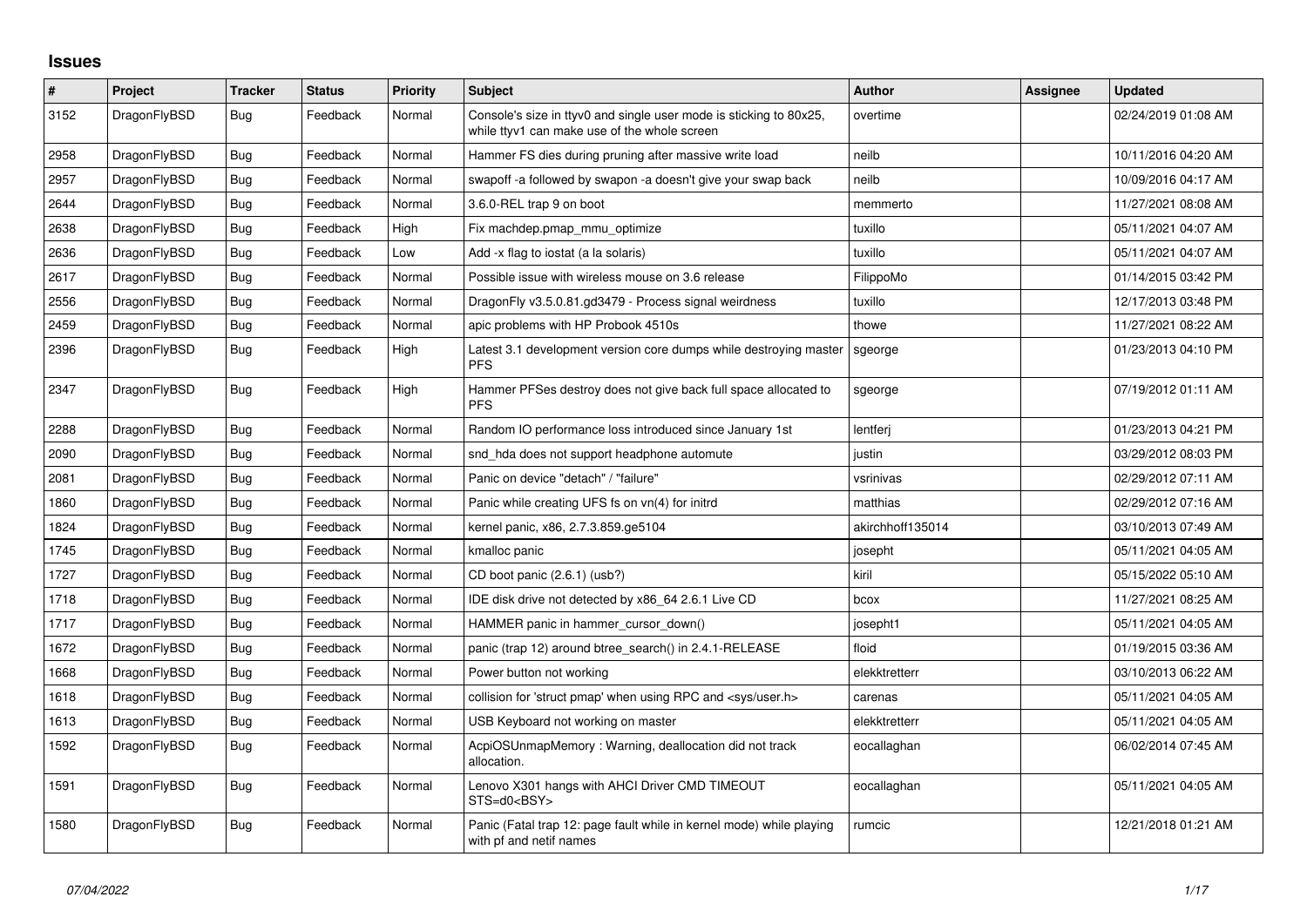# Issues

| # | Project | Tracker | Status | Priority | Subject | Author | Assignee | Updated |
|---|---|---|---|---|---|---|---|---|
| 3152 | DragonFlyBSD | Bug | Feedback | Normal | Console's size in ttyv0 and single user mode is sticking to 80x25, while ttyv1 can make use of the whole screen | overtime | | 02/24/2019 01:08 AM |
| 2958 | DragonFlyBSD | Bug | Feedback | Normal | Hammer FS dies during pruning after massive write load | neilb | | 10/11/2016 04:20 AM |
| 2957 | DragonFlyBSD | Bug | Feedback | Normal | swapoff -a followed by swapon -a doesn't give your swap back | neilb | | 10/09/2016 04:17 AM |
| 2644 | DragonFlyBSD | Bug | Feedback | Normal | 3.6.0-REL trap 9 on boot | memmerto | | 11/27/2021 08:08 AM |
| 2638 | DragonFlyBSD | Bug | Feedback | High | Fix machdep.pmap_mmu_optimize | tuxillo | | 05/11/2021 04:07 AM |
| 2636 | DragonFlyBSD | Bug | Feedback | Low | Add -x flag to iostat (a la solaris) | tuxillo | | 05/11/2021 04:07 AM |
| 2617 | DragonFlyBSD | Bug | Feedback | Normal | Possible issue with wireless mouse on 3.6 release | FilippoMo | | 01/14/2015 03:42 PM |
| 2556 | DragonFlyBSD | Bug | Feedback | Normal | DragonFly v3.5.0.81.gd3479 - Process signal weirdness | tuxillo | | 12/17/2013 03:48 PM |
| 2459 | DragonFlyBSD | Bug | Feedback | Normal | apic problems with HP Probook 4510s | thowe | | 11/27/2021 08:22 AM |
| 2396 | DragonFlyBSD | Bug | Feedback | High | Latest 3.1 development version core dumps while destroying master PFS | sgeorge | | 01/23/2013 04:10 PM |
| 2347 | DragonFlyBSD | Bug | Feedback | High | Hammer PFSes destroy does not give back full space allocated to PFS | sgeorge | | 07/19/2012 01:11 AM |
| 2288 | DragonFlyBSD | Bug | Feedback | Normal | Random IO performance loss introduced since January 1st | lentferj | | 01/23/2013 04:21 PM |
| 2090 | DragonFlyBSD | Bug | Feedback | Normal | snd_hda does not support headphone automute | justin | | 03/29/2012 08:03 PM |
| 2081 | DragonFlyBSD | Bug | Feedback | Normal | Panic on device "detach" / "failure" | vsrinivas | | 02/29/2012 07:11 AM |
| 1860 | DragonFlyBSD | Bug | Feedback | Normal | Panic while creating UFS fs on vn(4) for initrd | matthias | | 02/29/2012 07:16 AM |
| 1824 | DragonFlyBSD | Bug | Feedback | Normal | kernel panic, x86, 2.7.3.859.ge5104 | akirchhoff135014 | | 03/10/2013 07:49 AM |
| 1745 | DragonFlyBSD | Bug | Feedback | Normal | kmalloc panic | josepht | | 05/11/2021 04:05 AM |
| 1727 | DragonFlyBSD | Bug | Feedback | Normal | CD boot panic (2.6.1) (usb?) | kiril | | 05/15/2022 05:10 AM |
| 1718 | DragonFlyBSD | Bug | Feedback | Normal | IDE disk drive not detected by x86_64 2.6.1 Live CD | bcox | | 11/27/2021 08:25 AM |
| 1717 | DragonFlyBSD | Bug | Feedback | Normal | HAMMER panic in hammer_cursor_down() | josepht1 | | 05/11/2021 04:05 AM |
| 1672 | DragonFlyBSD | Bug | Feedback | Normal | panic (trap 12) around btree_search() in 2.4.1-RELEASE | floid | | 01/19/2015 03:36 AM |
| 1668 | DragonFlyBSD | Bug | Feedback | Normal | Power button not working | elekktretterr | | 03/10/2013 06:22 AM |
| 1618 | DragonFlyBSD | Bug | Feedback | Normal | collision for 'struct pmap' when using RPC and <sys/user.h> | carenas | | 05/11/2021 04:05 AM |
| 1613 | DragonFlyBSD | Bug | Feedback | Normal | USB Keyboard not working on master | elekktretterr | | 05/11/2021 04:05 AM |
| 1592 | DragonFlyBSD | Bug | Feedback | Normal | AcpiOSUnmapMemory : Warning, deallocation did not track allocation. | eocallaghan | | 06/02/2014 07:45 AM |
| 1591 | DragonFlyBSD | Bug | Feedback | Normal | Lenovo X301 hangs with AHCI Driver CMD TIMEOUT STS=d0<BSY> | eocallaghan | | 05/11/2021 04:05 AM |
| 1580 | DragonFlyBSD | Bug | Feedback | Normal | Panic (Fatal trap 12: page fault while in kernel mode) while playing with pf and netif names | rumcic | | 12/21/2018 01:21 AM |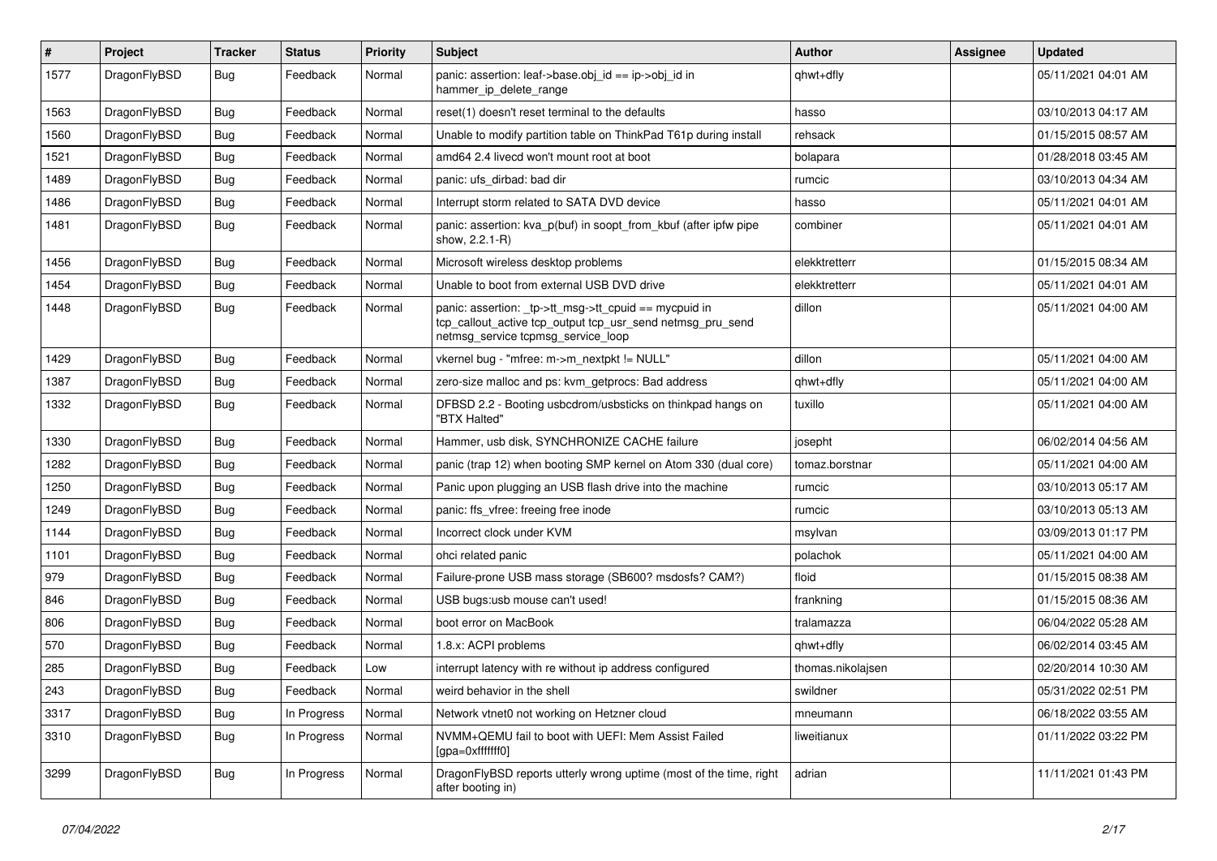| # | Project | Tracker | Status | Priority | Subject | Author | Assignee | Updated |
|---|---|---|---|---|---|---|---|---|
| 1577 | DragonFlyBSD | Bug | Feedback | Normal | panic: assertion: leaf->base.obj_id == ip->obj_id in hammer_ip_delete_range | qhwt+dfly | | 05/11/2021 04:01 AM |
| 1563 | DragonFlyBSD | Bug | Feedback | Normal | reset(1) doesn't reset terminal to the defaults | hasso | | 03/10/2013 04:17 AM |
| 1560 | DragonFlyBSD | Bug | Feedback | Normal | Unable to modify partition table on ThinkPad T61p during install | rehsack | | 01/15/2015 08:57 AM |
| 1521 | DragonFlyBSD | Bug | Feedback | Normal | amd64 2.4 livecd won't mount root at boot | bolapara | | 01/28/2018 03:45 AM |
| 1489 | DragonFlyBSD | Bug | Feedback | Normal | panic: ufs_dirbad: bad dir | rumcic | | 03/10/2013 04:34 AM |
| 1486 | DragonFlyBSD | Bug | Feedback | Normal | Interrupt storm related to SATA DVD device | hasso | | 05/11/2021 04:01 AM |
| 1481 | DragonFlyBSD | Bug | Feedback | Normal | panic: assertion: kva_p(buf) in soopt_from_kbuf (after ipfw pipe show, 2.2.1-R) | combiner | | 05/11/2021 04:01 AM |
| 1456 | DragonFlyBSD | Bug | Feedback | Normal | Microsoft wireless desktop problems | elekktretterr | | 01/15/2015 08:34 AM |
| 1454 | DragonFlyBSD | Bug | Feedback | Normal | Unable to boot from external USB DVD drive | elekktretterr | | 05/11/2021 04:01 AM |
| 1448 | DragonFlyBSD | Bug | Feedback | Normal | panic: assertion: _tp->tt_msg->tt_cpuid == mycpuid in tcp_callout_active tcp_output tcp_usr_send netmsg_pru_send netmsg_service tcpmsg_service_loop | dillon | | 05/11/2021 04:00 AM |
| 1429 | DragonFlyBSD | Bug | Feedback | Normal | vkernel bug - "mfree: m->m_nextpkt != NULL" | dillon | | 05/11/2021 04:00 AM |
| 1387 | DragonFlyBSD | Bug | Feedback | Normal | zero-size malloc and ps: kvm_getprocs: Bad address | qhwt+dfly | | 05/11/2021 04:00 AM |
| 1332 | DragonFlyBSD | Bug | Feedback | Normal | DFBSD 2.2 - Booting usbcdrom/usbsticks on thinkpad hangs on "BTX Halted" | tuxillo | | 05/11/2021 04:00 AM |
| 1330 | DragonFlyBSD | Bug | Feedback | Normal | Hammer, usb disk, SYNCHRONIZE CACHE failure | josepht | | 06/02/2014 04:56 AM |
| 1282 | DragonFlyBSD | Bug | Feedback | Normal | panic (trap 12) when booting SMP kernel on Atom 330 (dual core) | tomaz.borstnar | | 05/11/2021 04:00 AM |
| 1250 | DragonFlyBSD | Bug | Feedback | Normal | Panic upon plugging an USB flash drive into the machine | rumcic | | 03/10/2013 05:17 AM |
| 1249 | DragonFlyBSD | Bug | Feedback | Normal | panic: ffs_vfree: freeing free inode | rumcic | | 03/10/2013 05:13 AM |
| 1144 | DragonFlyBSD | Bug | Feedback | Normal | Incorrect clock under KVM | msylvan | | 03/09/2013 01:17 PM |
| 1101 | DragonFlyBSD | Bug | Feedback | Normal | ohci related panic | polachok | | 05/11/2021 04:00 AM |
| 979 | DragonFlyBSD | Bug | Feedback | Normal | Failure-prone USB mass storage (SB600? msdosfs? CAM?) | floid | | 01/15/2015 08:38 AM |
| 846 | DragonFlyBSD | Bug | Feedback | Normal | USB bugs:usb mouse can't used! | frankning | | 01/15/2015 08:36 AM |
| 806 | DragonFlyBSD | Bug | Feedback | Normal | boot error on MacBook | tralamazza | | 06/04/2022 05:28 AM |
| 570 | DragonFlyBSD | Bug | Feedback | Normal | 1.8.x: ACPI problems | qhwt+dfly | | 06/02/2014 03:45 AM |
| 285 | DragonFlyBSD | Bug | Feedback | Low | interrupt latency with re without ip address configured | thomas.nikolajsen | | 02/20/2014 10:30 AM |
| 243 | DragonFlyBSD | Bug | Feedback | Normal | weird behavior in the shell | swildner | | 05/31/2022 02:51 PM |
| 3317 | DragonFlyBSD | Bug | In Progress | Normal | Network vtnet0 not working on Hetzner cloud | mneumann | | 06/18/2022 03:55 AM |
| 3310 | DragonFlyBSD | Bug | In Progress | Normal | NVMM+QEMU fail to boot with UEFI: Mem Assist Failed [gpa=0xfffffff0] | liweitianux | | 01/11/2022 03:22 PM |
| 3299 | DragonFlyBSD | Bug | In Progress | Normal | DragonFlyBSD reports utterly wrong uptime (most of the time, right after booting in) | adrian | | 11/11/2021 01:43 PM |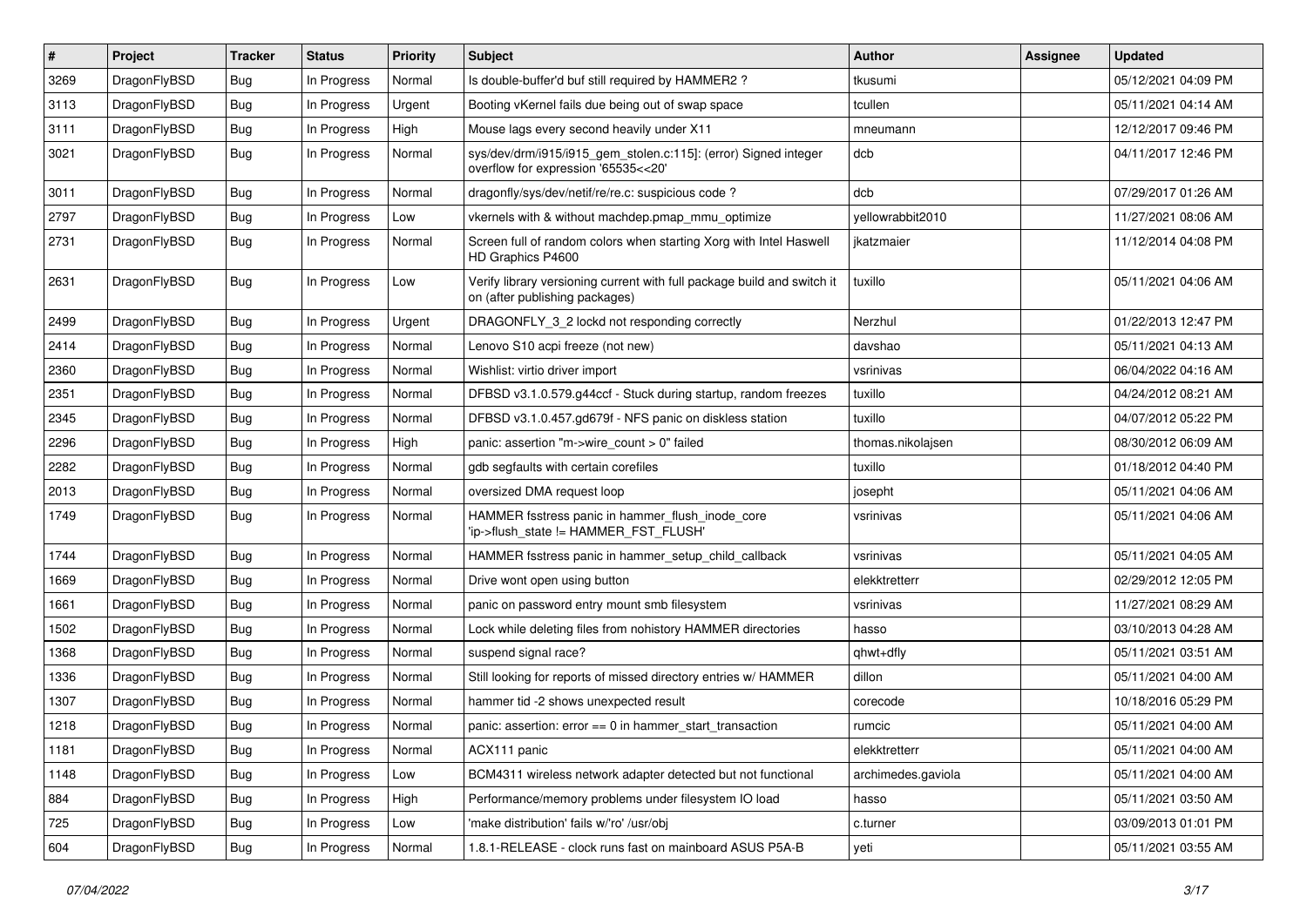| # | Project | Tracker | Status | Priority | Subject | Author | Assignee | Updated |
|---|---|---|---|---|---|---|---|---|
| 3269 | DragonFlyBSD | Bug | In Progress | Normal | Is double-buffer'd buf still required by HAMMER2 ? | tkusumi | | 05/12/2021 04:09 PM |
| 3113 | DragonFlyBSD | Bug | In Progress | Urgent | Booting vKernel fails due being out of swap space | tcullen | | 05/11/2021 04:14 AM |
| 3111 | DragonFlyBSD | Bug | In Progress | High | Mouse lags every second heavily under X11 | mneumann | | 12/12/2017 09:46 PM |
| 3021 | DragonFlyBSD | Bug | In Progress | Normal | sys/dev/drm/i915/i915_gem_stolen.c:115]: (error) Signed integer overflow for expression '65535<<20' | dcb | | 04/11/2017 12:46 PM |
| 3011 | DragonFlyBSD | Bug | In Progress | Normal | dragonfly/sys/dev/netif/re/re.c: suspicious code ? | dcb | | 07/29/2017 01:26 AM |
| 2797 | DragonFlyBSD | Bug | In Progress | Low | vkernels with & without machdep.pmap_mmu_optimize | yellowrabbit2010 | | 11/27/2021 08:06 AM |
| 2731 | DragonFlyBSD | Bug | In Progress | Normal | Screen full of random colors when starting Xorg with Intel Haswell HD Graphics P4600 | jkatzmaier | | 11/12/2014 04:08 PM |
| 2631 | DragonFlyBSD | Bug | In Progress | Low | Verify library versioning current with full package build and switch it on (after publishing packages) | tuxillo | | 05/11/2021 04:06 AM |
| 2499 | DragonFlyBSD | Bug | In Progress | Urgent | DRAGONFLY_3_2 lockd not responding correctly | Nerzhul | | 01/22/2013 12:47 PM |
| 2414 | DragonFlyBSD | Bug | In Progress | Normal | Lenovo S10 acpi freeze (not new) | davshao | | 05/11/2021 04:13 AM |
| 2360 | DragonFlyBSD | Bug | In Progress | Normal | Wishlist: virtio driver import | vsrinivas | | 06/04/2022 04:16 AM |
| 2351 | DragonFlyBSD | Bug | In Progress | Normal | DFBSD v3.1.0.579.g44ccf - Stuck during startup, random freezes | tuxillo | | 04/24/2012 08:21 AM |
| 2345 | DragonFlyBSD | Bug | In Progress | Normal | DFBSD v3.1.0.457.gd679f - NFS panic on diskless station | tuxillo | | 04/07/2012 05:22 PM |
| 2296 | DragonFlyBSD | Bug | In Progress | High | panic: assertion "m->wire_count > 0" failed | thomas.nikolajsen | | 08/30/2012 06:09 AM |
| 2282 | DragonFlyBSD | Bug | In Progress | Normal | gdb segfaults with certain corefiles | tuxillo | | 01/18/2012 04:40 PM |
| 2013 | DragonFlyBSD | Bug | In Progress | Normal | oversized DMA request loop | josepht | | 05/11/2021 04:06 AM |
| 1749 | DragonFlyBSD | Bug | In Progress | Normal | HAMMER fsstress panic in hammer_flush_inode_core 'ip->flush_state != HAMMER_FST_FLUSH' | vsrinivas | | 05/11/2021 04:06 AM |
| 1744 | DragonFlyBSD | Bug | In Progress | Normal | HAMMER fsstress panic in hammer_setup_child_callback | vsrinivas | | 05/11/2021 04:05 AM |
| 1669 | DragonFlyBSD | Bug | In Progress | Normal | Drive wont open using button | elekktretterr | | 02/29/2012 12:05 PM |
| 1661 | DragonFlyBSD | Bug | In Progress | Normal | panic on password entry mount smb filesystem | vsrinivas | | 11/27/2021 08:29 AM |
| 1502 | DragonFlyBSD | Bug | In Progress | Normal | Lock while deleting files from nohistory HAMMER directories | hasso | | 03/10/2013 04:28 AM |
| 1368 | DragonFlyBSD | Bug | In Progress | Normal | suspend signal race? | qhwt+dfly | | 05/11/2021 03:51 AM |
| 1336 | DragonFlyBSD | Bug | In Progress | Normal | Still looking for reports of missed directory entries w/ HAMMER | dillon | | 05/11/2021 04:00 AM |
| 1307 | DragonFlyBSD | Bug | In Progress | Normal | hammer tid -2 shows unexpected result | corecode | | 10/18/2016 05:29 PM |
| 1218 | DragonFlyBSD | Bug | In Progress | Normal | panic: assertion: error == 0 in hammer_start_transaction | rumcic | | 05/11/2021 04:00 AM |
| 1181 | DragonFlyBSD | Bug | In Progress | Normal | ACX111 panic | elekktretterr | | 05/11/2021 04:00 AM |
| 1148 | DragonFlyBSD | Bug | In Progress | Low | BCM4311 wireless network adapter detected but not functional | archimedes.gaviola | | 05/11/2021 04:00 AM |
| 884 | DragonFlyBSD | Bug | In Progress | High | Performance/memory problems under filesystem IO load | hasso | | 05/11/2021 03:50 AM |
| 725 | DragonFlyBSD | Bug | In Progress | Low | 'make distribution' fails w/'ro' /usr/obj | c.turner | | 03/09/2013 01:01 PM |
| 604 | DragonFlyBSD | Bug | In Progress | Normal | 1.8.1-RELEASE - clock runs fast on mainboard ASUS P5A-B | yeti | | 05/11/2021 03:55 AM |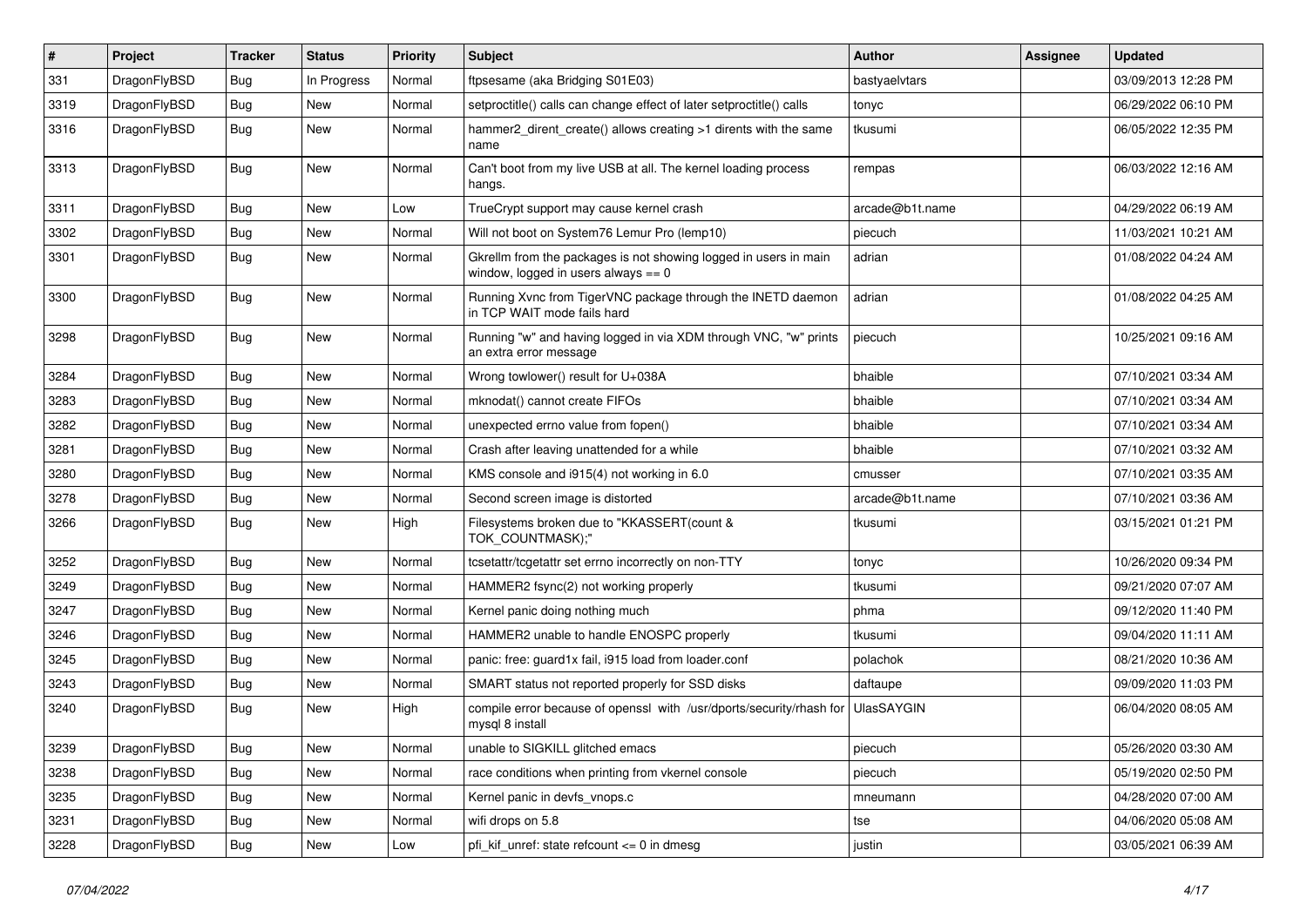| # | Project | Tracker | Status | Priority | Subject | Author | Assignee | Updated |
|---|---|---|---|---|---|---|---|---|
| 331 | DragonFlyBSD | Bug | In Progress | Normal | ftpsesame (aka Bridging S01E03) | bastyaelvtars | | 03/09/2013 12:28 PM |
| 3319 | DragonFlyBSD | Bug | New | Normal | setproctitle() calls can change effect of later setproctitle() calls | tonyc | | 06/29/2022 06:10 PM |
| 3316 | DragonFlyBSD | Bug | New | Normal | hammer2_dirent_create() allows creating >1 dirents with the same name | tkusumi | | 06/05/2022 12:35 PM |
| 3313 | DragonFlyBSD | Bug | New | Normal | Can't boot from my live USB at all. The kernel loading process hangs. | rempas | | 06/03/2022 12:16 AM |
| 3311 | DragonFlyBSD | Bug | New | Low | TrueCrypt support may cause kernel crash | arcade@b1t.name | | 04/29/2022 06:19 AM |
| 3302 | DragonFlyBSD | Bug | New | Normal | Will not boot on System76 Lemur Pro (lemp10) | piecuch | | 11/03/2021 10:21 AM |
| 3301 | DragonFlyBSD | Bug | New | Normal | Gkrellm from the packages is not showing logged in users in main window, logged in users always == 0 | adrian | | 01/08/2022 04:24 AM |
| 3300 | DragonFlyBSD | Bug | New | Normal | Running Xvnc from TigerVNC package through the INETD daemon in TCP WAIT mode fails hard | adrian | | 01/08/2022 04:25 AM |
| 3298 | DragonFlyBSD | Bug | New | Normal | Running "w" and having logged in via XDM through VNC, "w" prints an extra error message | piecuch | | 10/25/2021 09:16 AM |
| 3284 | DragonFlyBSD | Bug | New | Normal | Wrong towlower() result for U+038A | bhaible | | 07/10/2021 03:34 AM |
| 3283 | DragonFlyBSD | Bug | New | Normal | mknodat() cannot create FIFOs | bhaible | | 07/10/2021 03:34 AM |
| 3282 | DragonFlyBSD | Bug | New | Normal | unexpected errno value from fopen() | bhaible | | 07/10/2021 03:34 AM |
| 3281 | DragonFlyBSD | Bug | New | Normal | Crash after leaving unattended for a while | bhaible | | 07/10/2021 03:32 AM |
| 3280 | DragonFlyBSD | Bug | New | Normal | KMS console and i915(4) not working in 6.0 | cmusser | | 07/10/2021 03:35 AM |
| 3278 | DragonFlyBSD | Bug | New | Normal | Second screen image is distorted | arcade@b1t.name | | 07/10/2021 03:36 AM |
| 3266 | DragonFlyBSD | Bug | New | High | Filesystems broken due to "KKASSERT(count & TOK_COUNTMASK);" | tkusumi | | 03/15/2021 01:21 PM |
| 3252 | DragonFlyBSD | Bug | New | Normal | tcsetattr/tcgetattr set errno incorrectly on non-TTY | tonyc | | 10/26/2020 09:34 PM |
| 3249 | DragonFlyBSD | Bug | New | Normal | HAMMER2 fsync(2) not working properly | tkusumi | | 09/21/2020 07:07 AM |
| 3247 | DragonFlyBSD | Bug | New | Normal | Kernel panic doing nothing much | phma | | 09/12/2020 11:40 PM |
| 3246 | DragonFlyBSD | Bug | New | Normal | HAMMER2 unable to handle ENOSPC properly | tkusumi | | 09/04/2020 11:11 AM |
| 3245 | DragonFlyBSD | Bug | New | Normal | panic: free: guard1x fail, i915 load from loader.conf | polachok | | 08/21/2020 10:36 AM |
| 3243 | DragonFlyBSD | Bug | New | Normal | SMART status not reported properly for SSD disks | daftaupe | | 09/09/2020 11:03 PM |
| 3240 | DragonFlyBSD | Bug | New | High | compile error because of openssl with /usr/dports/security/rhash for mysql 8 install | UlasSAYGIN | | 06/04/2020 08:05 AM |
| 3239 | DragonFlyBSD | Bug | New | Normal | unable to SIGKILL glitched emacs | piecuch | | 05/26/2020 03:30 AM |
| 3238 | DragonFlyBSD | Bug | New | Normal | race conditions when printing from vkernel console | piecuch | | 05/19/2020 02:50 PM |
| 3235 | DragonFlyBSD | Bug | New | Normal | Kernel panic in devfs_vnops.c | mneumann | | 04/28/2020 07:00 AM |
| 3231 | DragonFlyBSD | Bug | New | Normal | wifi drops on 5.8 | tse | | 04/06/2020 05:08 AM |
| 3228 | DragonFlyBSD | Bug | New | Low | pfi_kif_unref: state refcount <= 0 in dmesg | justin | | 03/05/2021 06:39 AM |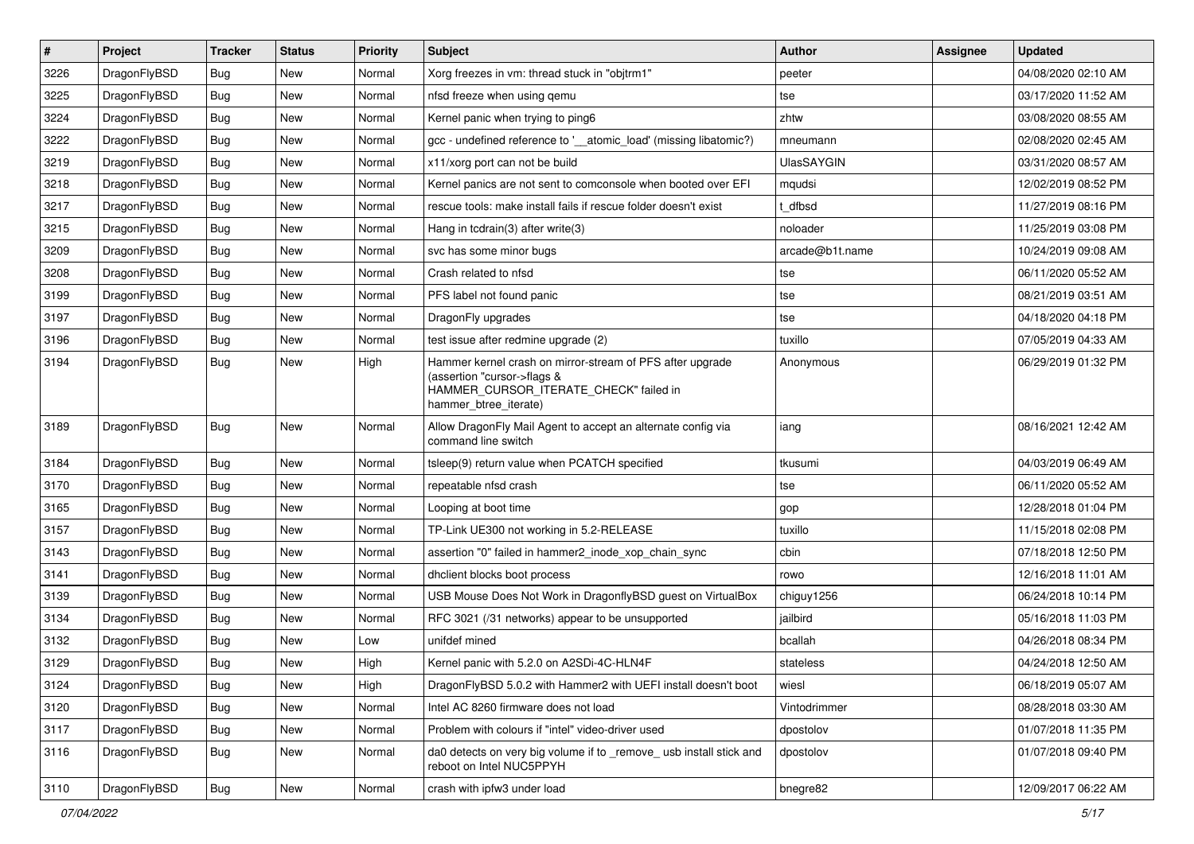| # | Project | Tracker | Status | Priority | Subject | Author | Assignee | Updated |
|---|---|---|---|---|---|---|---|---|
| 3226 | DragonFlyBSD | Bug | New | Normal | Xorg freezes in vm: thread stuck in "objtrm1" | peeter | | 04/08/2020 02:10 AM |
| 3225 | DragonFlyBSD | Bug | New | Normal | nfsd freeze when using qemu | tse | | 03/17/2020 11:52 AM |
| 3224 | DragonFlyBSD | Bug | New | Normal | Kernel panic when trying to ping6 | zhtw | | 03/08/2020 08:55 AM |
| 3222 | DragonFlyBSD | Bug | New | Normal | gcc - undefined reference to '__atomic_load' (missing libatomic?) | mneumann | | 02/08/2020 02:45 AM |
| 3219 | DragonFlyBSD | Bug | New | Normal | x11/xorg port can not be build | UlasSAYGIN | | 03/31/2020 08:57 AM |
| 3218 | DragonFlyBSD | Bug | New | Normal | Kernel panics are not sent to comconsole when booted over EFI | mqudsi | | 12/02/2019 08:52 PM |
| 3217 | DragonFlyBSD | Bug | New | Normal | rescue tools: make install fails if rescue folder doesn't exist | t_dfbsd | | 11/27/2019 08:16 PM |
| 3215 | DragonFlyBSD | Bug | New | Normal | Hang in tcdrain(3) after write(3) | noloader | | 11/25/2019 03:08 PM |
| 3209 | DragonFlyBSD | Bug | New | Normal | svc has some minor bugs | arcade@b1t.name | | 10/24/2019 09:08 AM |
| 3208 | DragonFlyBSD | Bug | New | Normal | Crash related to nfsd | tse | | 06/11/2020 05:52 AM |
| 3199 | DragonFlyBSD | Bug | New | Normal | PFS label not found panic | tse | | 08/21/2019 03:51 AM |
| 3197 | DragonFlyBSD | Bug | New | Normal | DragonFly upgrades | tse | | 04/18/2020 04:18 PM |
| 3196 | DragonFlyBSD | Bug | New | Normal | test issue after redmine upgrade (2) | tuxillo | | 07/05/2019 04:33 AM |
| 3194 | DragonFlyBSD | Bug | New | High | Hammer kernel crash on mirror-stream of PFS after upgrade (assertion "cursor->flags & HAMMER_CURSOR_ITERATE_CHECK" failed in hammer_btree_iterate) | Anonymous | | 06/29/2019 01:32 PM |
| 3189 | DragonFlyBSD | Bug | New | Normal | Allow DragonFly Mail Agent to accept an alternate config via command line switch | iang | | 08/16/2021 12:42 AM |
| 3184 | DragonFlyBSD | Bug | New | Normal | tsleep(9) return value when PCATCH specified | tkusumi | | 04/03/2019 06:49 AM |
| 3170 | DragonFlyBSD | Bug | New | Normal | repeatable nfsd crash | tse | | 06/11/2020 05:52 AM |
| 3165 | DragonFlyBSD | Bug | New | Normal | Looping at boot time | gop | | 12/28/2018 01:04 PM |
| 3157 | DragonFlyBSD | Bug | New | Normal | TP-Link UE300 not working in 5.2-RELEASE | tuxillo | | 11/15/2018 02:08 PM |
| 3143 | DragonFlyBSD | Bug | New | Normal | assertion "0" failed in hammer2_inode_xop_chain_sync | cbin | | 07/18/2018 12:50 PM |
| 3141 | DragonFlyBSD | Bug | New | Normal | dhclient blocks boot process | rowo | | 12/16/2018 11:01 AM |
| 3139 | DragonFlyBSD | Bug | New | Normal | USB Mouse Does Not Work in DragonflyBSD guest on VirtualBox | chiguy1256 | | 06/24/2018 10:14 PM |
| 3134 | DragonFlyBSD | Bug | New | Normal | RFC 3021 (/31 networks) appear to be unsupported | jailbird | | 05/16/2018 11:03 PM |
| 3132 | DragonFlyBSD | Bug | New | Low | unifdef mined | bcallah | | 04/26/2018 08:34 PM |
| 3129 | DragonFlyBSD | Bug | New | High | Kernel panic with 5.2.0 on A2SDi-4C-HLN4F | stateless | | 04/24/2018 12:50 AM |
| 3124 | DragonFlyBSD | Bug | New | High | DragonFlyBSD 5.0.2 with Hammer2 with UEFI install doesn't boot | wiesl | | 06/18/2019 05:07 AM |
| 3120 | DragonFlyBSD | Bug | New | Normal | Intel AC 8260 firmware does not load | Vintodrimmer | | 08/28/2018 03:30 AM |
| 3117 | DragonFlyBSD | Bug | New | Normal | Problem with colours if "intel" video-driver used | dpostolov | | 01/07/2018 11:35 PM |
| 3116 | DragonFlyBSD | Bug | New | Normal | da0 detects on very big volume if to _remove_ usb install stick and reboot on Intel NUC5PPYH | dpostolov | | 01/07/2018 09:40 PM |
| 3110 | DragonFlyBSD | Bug | New | Normal | crash with ipfw3 under load | bnegre82 | | 12/09/2017 06:22 AM |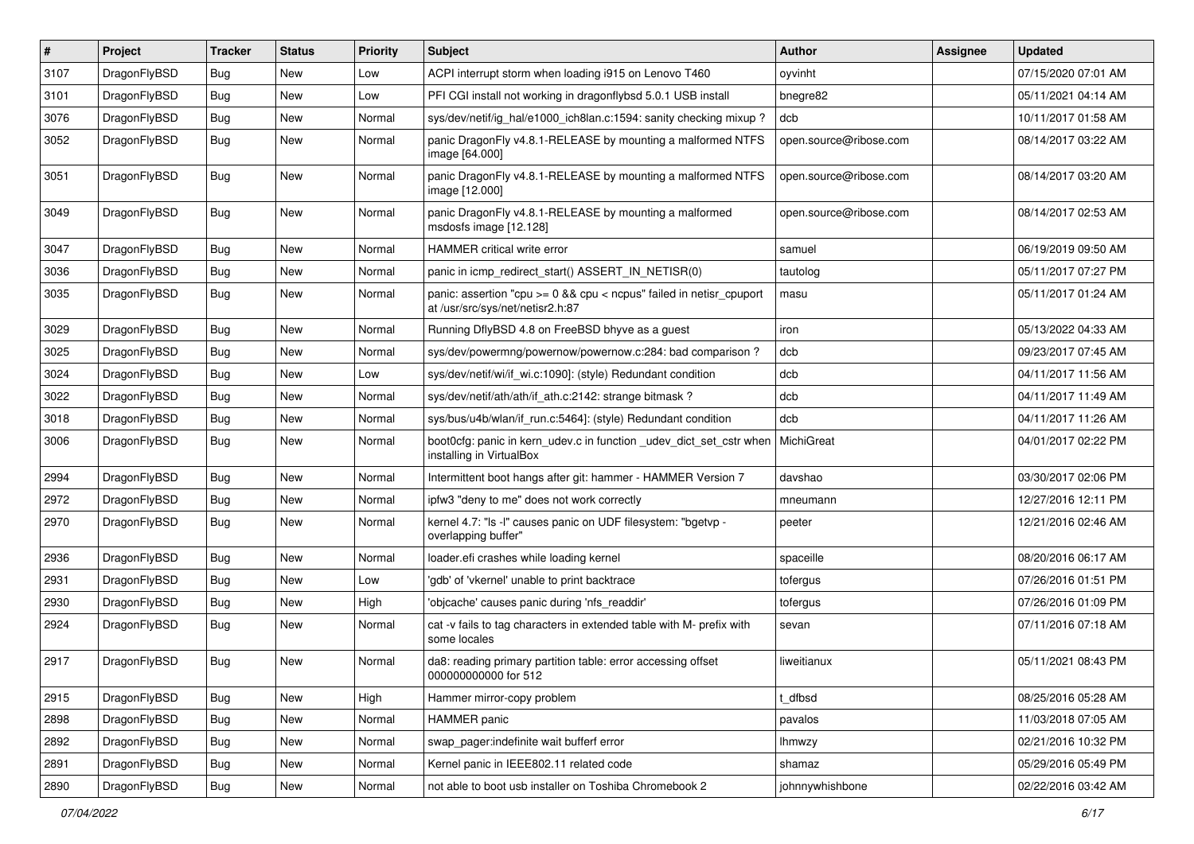| # | Project | Tracker | Status | Priority | Subject | Author | Assignee | Updated |
|---|---|---|---|---|---|---|---|---|
| 3107 | DragonFlyBSD | Bug | New | Low | ACPI interrupt storm when loading i915 on Lenovo T460 | oyvinht | | 07/15/2020 07:01 AM |
| 3101 | DragonFlyBSD | Bug | New | Low | PFI CGI install not working in dragonflybsd 5.0.1 USB install | bnegre82 | | 05/11/2021 04:14 AM |
| 3076 | DragonFlyBSD | Bug | New | Normal | sys/dev/netif/ig_hal/e1000_ich8lan.c:1594: sanity checking mixup ? | dcb | | 10/11/2017 01:58 AM |
| 3052 | DragonFlyBSD | Bug | New | Normal | panic DragonFly v4.8.1-RELEASE by mounting a malformed NTFS image [64.000] | open.source@ribose.com | | 08/14/2017 03:22 AM |
| 3051 | DragonFlyBSD | Bug | New | Normal | panic DragonFly v4.8.1-RELEASE by mounting a malformed NTFS image [12.000] | open.source@ribose.com | | 08/14/2017 03:20 AM |
| 3049 | DragonFlyBSD | Bug | New | Normal | panic DragonFly v4.8.1-RELEASE by mounting a malformed msdosfs image [12.128] | open.source@ribose.com | | 08/14/2017 02:53 AM |
| 3047 | DragonFlyBSD | Bug | New | Normal | HAMMER critical write error | samuel | | 06/19/2019 09:50 AM |
| 3036 | DragonFlyBSD | Bug | New | Normal | panic in icmp_redirect_start() ASSERT_IN_NETISR(0) | tautolog | | 05/11/2017 07:27 PM |
| 3035 | DragonFlyBSD | Bug | New | Normal | panic: assertion "cpu >= 0 && cpu < ncpus" failed in netisr_cpuport at /usr/src/sys/net/netisr2.h:87 | masu | | 05/11/2017 01:24 AM |
| 3029 | DragonFlyBSD | Bug | New | Normal | Running DflyBSD 4.8 on FreeBSD bhyve as a guest | iron | | 05/13/2022 04:33 AM |
| 3025 | DragonFlyBSD | Bug | New | Normal | sys/dev/powermng/powernow/powernow.c:284: bad comparison ? | dcb | | 09/23/2017 07:45 AM |
| 3024 | DragonFlyBSD | Bug | New | Low | sys/dev/netif/wi/if_wi.c:1090]: (style) Redundant condition | dcb | | 04/11/2017 11:56 AM |
| 3022 | DragonFlyBSD | Bug | New | Normal | sys/dev/netif/ath/ath/if_ath.c:2142: strange bitmask ? | dcb | | 04/11/2017 11:49 AM |
| 3018 | DragonFlyBSD | Bug | New | Normal | sys/bus/u4b/wlan/if_run.c:5464]: (style) Redundant condition | dcb | | 04/11/2017 11:26 AM |
| 3006 | DragonFlyBSD | Bug | New | Normal | boot0cfg: panic in kern_udev.c in function _udev_dict_set_cstr when installing in VirtualBox | MichiGreat | | 04/01/2017 02:22 PM |
| 2994 | DragonFlyBSD | Bug | New | Normal | Intermittent boot hangs after git: hammer - HAMMER Version 7 | davshao | | 03/30/2017 02:06 PM |
| 2972 | DragonFlyBSD | Bug | New | Normal | ipfw3 "deny to me" does not work correctly | mneumann | | 12/27/2016 12:11 PM |
| 2970 | DragonFlyBSD | Bug | New | Normal | kernel 4.7: "ls -l" causes panic on UDF filesystem: "bgetvp - overlapping buffer" | peeter | | 12/21/2016 02:46 AM |
| 2936 | DragonFlyBSD | Bug | New | Normal | loader.efi crashes while loading kernel | spaceille | | 08/20/2016 06:17 AM |
| 2931 | DragonFlyBSD | Bug | New | Low | 'gdb' of 'vkernel' unable to print backtrace | tofergus | | 07/26/2016 01:51 PM |
| 2930 | DragonFlyBSD | Bug | New | High | 'objcache' causes panic during 'nfs_readdir' | tofergus | | 07/26/2016 01:09 PM |
| 2924 | DragonFlyBSD | Bug | New | Normal | cat -v fails to tag characters in extended table with M- prefix with some locales | sevan | | 07/11/2016 07:18 AM |
| 2917 | DragonFlyBSD | Bug | New | Normal | da8: reading primary partition table: error accessing offset 000000000000 for 512 | liweitianux | | 05/11/2021 08:43 PM |
| 2915 | DragonFlyBSD | Bug | New | High | Hammer mirror-copy problem | t_dfbsd | | 08/25/2016 05:28 AM |
| 2898 | DragonFlyBSD | Bug | New | Normal | HAMMER panic | pavalos | | 11/03/2018 07:05 AM |
| 2892 | DragonFlyBSD | Bug | New | Normal | swap_pager:indefinite wait bufferf error | lhmwzy | | 02/21/2016 10:32 PM |
| 2891 | DragonFlyBSD | Bug | New | Normal | Kernel panic in IEEE802.11 related code | shamaz | | 05/29/2016 05:49 PM |
| 2890 | DragonFlyBSD | Bug | New | Normal | not able to boot usb installer on Toshiba Chromebook 2 | johnnywhishbone | | 02/22/2016 03:42 AM |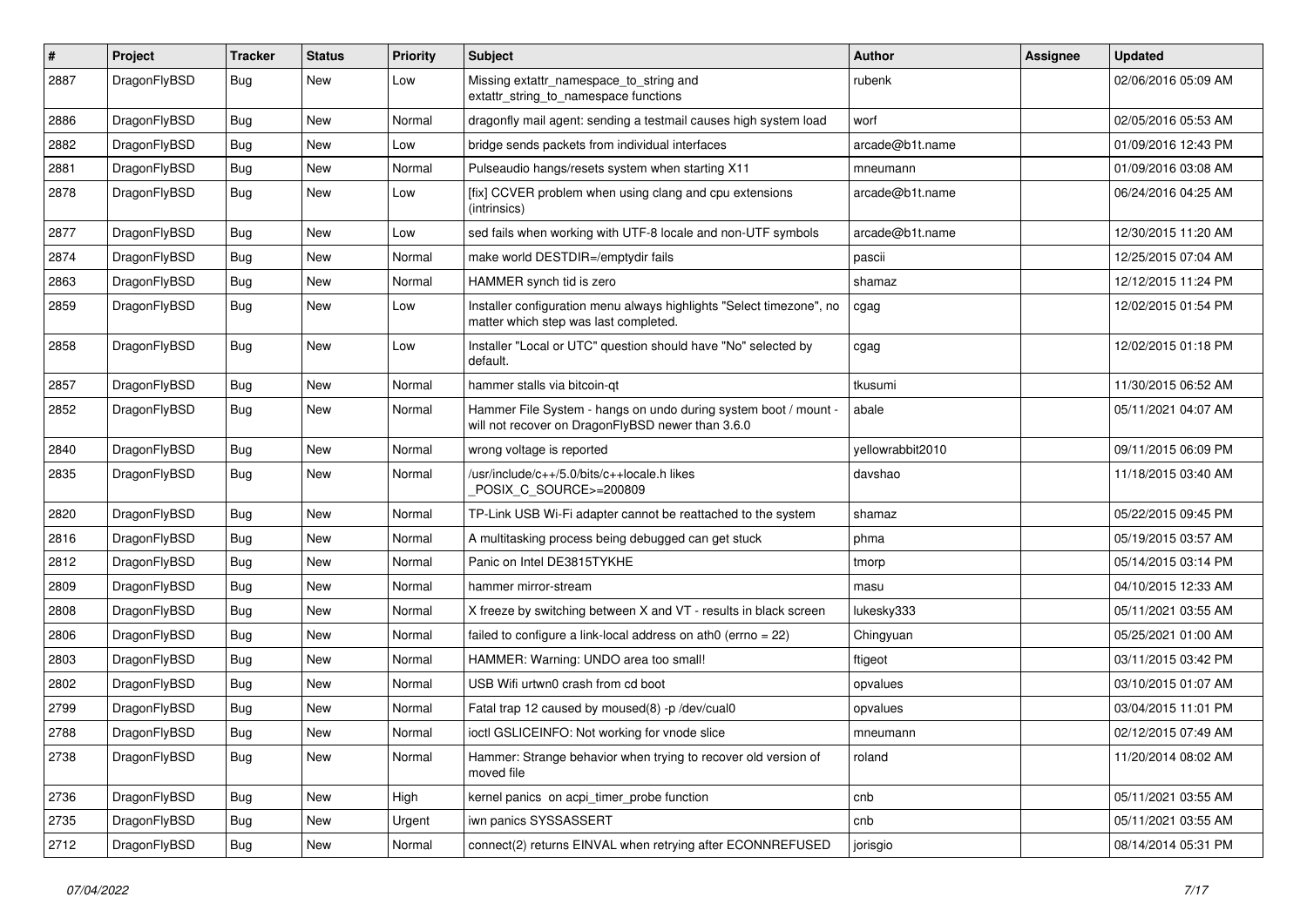| # | Project | Tracker | Status | Priority | Subject | Author | Assignee | Updated |
|---|---|---|---|---|---|---|---|---|
| 2887 | DragonFlyBSD | Bug | New | Low | Missing extattr_namespace_to_string and extattr_string_to_namespace functions | rubenk | | 02/06/2016 05:09 AM |
| 2886 | DragonFlyBSD | Bug | New | Normal | dragonfly mail agent: sending a testmail causes high system load | worf | | 02/05/2016 05:53 AM |
| 2882 | DragonFlyBSD | Bug | New | Low | bridge sends packets from individual interfaces | arcade@b1t.name | | 01/09/2016 12:43 PM |
| 2881 | DragonFlyBSD | Bug | New | Normal | Pulseaudio hangs/resets system when starting X11 | mneumann | | 01/09/2016 03:08 AM |
| 2878 | DragonFlyBSD | Bug | New | Low | [fix] CCVER problem when using clang and cpu extensions (intrinsics) | arcade@b1t.name | | 06/24/2016 04:25 AM |
| 2877 | DragonFlyBSD | Bug | New | Low | sed fails when working with UTF-8 locale and non-UTF symbols | arcade@b1t.name | | 12/30/2015 11:20 AM |
| 2874 | DragonFlyBSD | Bug | New | Normal | make world DESTDIR=/emptydir fails | pascii | | 12/25/2015 07:04 AM |
| 2863 | DragonFlyBSD | Bug | New | Normal | HAMMER synch tid is zero | shamaz | | 12/12/2015 11:24 PM |
| 2859 | DragonFlyBSD | Bug | New | Low | Installer configuration menu always highlights "Select timezone", no matter which step was last completed. | cgag | | 12/02/2015 01:54 PM |
| 2858 | DragonFlyBSD | Bug | New | Low | Installer "Local or UTC" question should have "No" selected by default. | cgag | | 12/02/2015 01:18 PM |
| 2857 | DragonFlyBSD | Bug | New | Normal | hammer stalls via bitcoin-qt | tkusumi | | 11/30/2015 06:52 AM |
| 2852 | DragonFlyBSD | Bug | New | Normal | Hammer File System - hangs on undo during system boot / mount - will not recover on DragonFlyBSD newer than 3.6.0 | abale | | 05/11/2021 04:07 AM |
| 2840 | DragonFlyBSD | Bug | New | Normal | wrong voltage is reported | yellowrabbit2010 | | 09/11/2015 06:09 PM |
| 2835 | DragonFlyBSD | Bug | New | Normal | /usr/include/c++/5.0/bits/c++locale.h likes _POSIX_C_SOURCE>=200809 | davshao | | 11/18/2015 03:40 AM |
| 2820 | DragonFlyBSD | Bug | New | Normal | TP-Link USB Wi-Fi adapter cannot be reattached to the system | shamaz | | 05/22/2015 09:45 PM |
| 2816 | DragonFlyBSD | Bug | New | Normal | A multitasking process being debugged can get stuck | phma | | 05/19/2015 03:57 AM |
| 2812 | DragonFlyBSD | Bug | New | Normal | Panic on Intel DE3815TYKHE | tmorp | | 05/14/2015 03:14 PM |
| 2809 | DragonFlyBSD | Bug | New | Normal | hammer mirror-stream | masu | | 04/10/2015 12:33 AM |
| 2808 | DragonFlyBSD | Bug | New | Normal | X freeze by switching between X and VT - results in black screen | lukesky333 | | 05/11/2021 03:55 AM |
| 2806 | DragonFlyBSD | Bug | New | Normal | failed to configure a link-local address on ath0 (errno = 22) | Chingyuan | | 05/25/2021 01:00 AM |
| 2803 | DragonFlyBSD | Bug | New | Normal | HAMMER: Warning: UNDO area too small! | ftigeot | | 03/11/2015 03:42 PM |
| 2802 | DragonFlyBSD | Bug | New | Normal | USB Wifi urtwn0 crash from cd boot | opvalues | | 03/10/2015 01:07 AM |
| 2799 | DragonFlyBSD | Bug | New | Normal | Fatal trap 12 caused by moused(8) -p /dev/cual0 | opvalues | | 03/04/2015 11:01 PM |
| 2788 | DragonFlyBSD | Bug | New | Normal | ioctl GSLICEINFO: Not working for vnode slice | mneumann | | 02/12/2015 07:49 AM |
| 2738 | DragonFlyBSD | Bug | New | Normal | Hammer: Strange behavior when trying to recover old version of moved file | roland | | 11/20/2014 08:02 AM |
| 2736 | DragonFlyBSD | Bug | New | High | kernel panics on acpi_timer_probe function | cnb | | 05/11/2021 03:55 AM |
| 2735 | DragonFlyBSD | Bug | New | Urgent | iwn panics SYSSASSERT | cnb | | 05/11/2021 03:55 AM |
| 2712 | DragonFlyBSD | Bug | New | Normal | connect(2) returns EINVAL when retrying after ECONNREFUSED | jorisgio | | 08/14/2014 05:31 PM |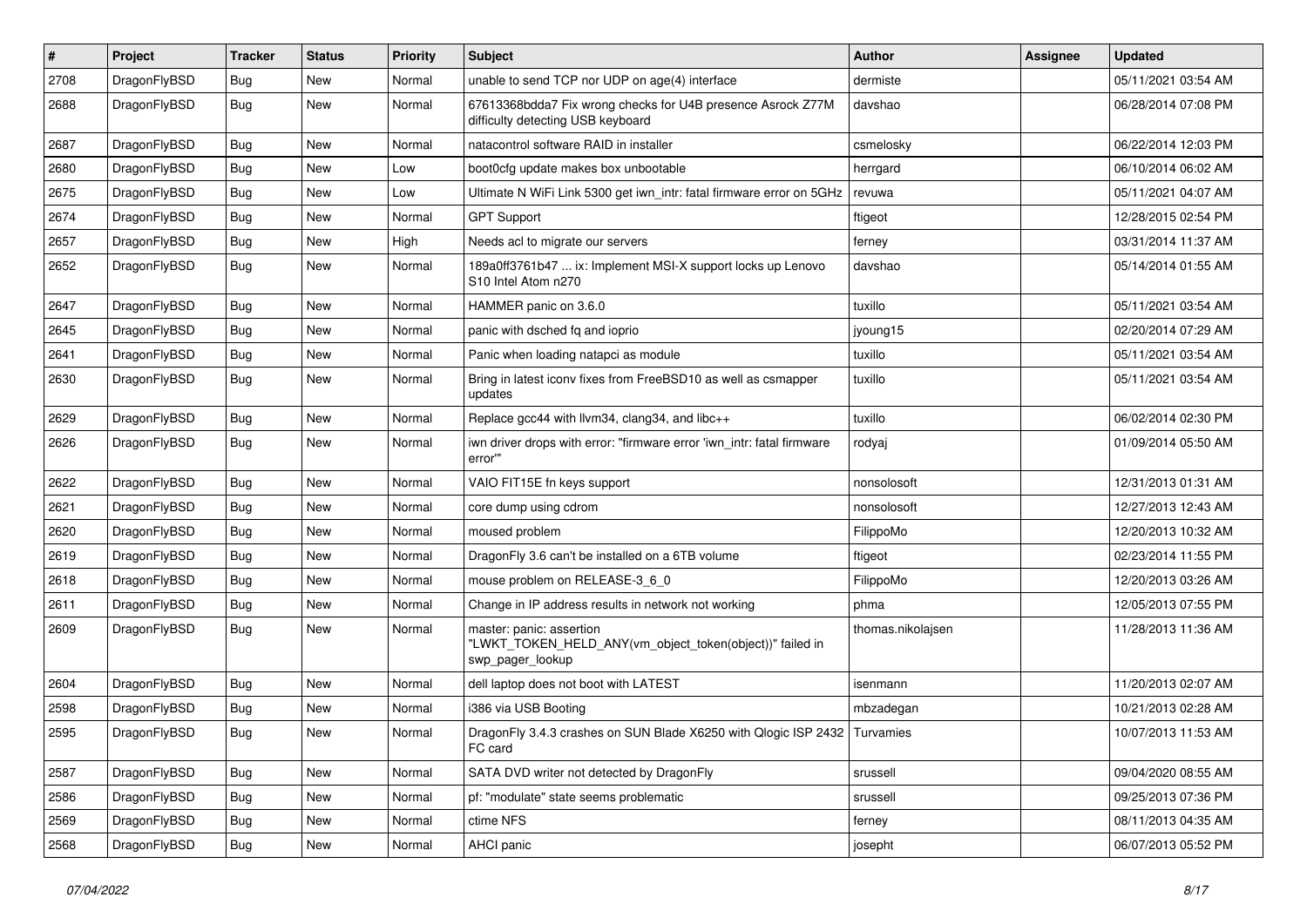| # | Project | Tracker | Status | Priority | Subject | Author | Assignee | Updated |
|---|---|---|---|---|---|---|---|---|
| 2708 | DragonFlyBSD | Bug | New | Normal | unable to send TCP nor UDP on age(4) interface | dermiste | | 05/11/2021 03:54 AM |
| 2688 | DragonFlyBSD | Bug | New | Normal | 67613368bdda7 Fix wrong checks for U4B presence Asrock Z77M difficulty detecting USB keyboard | davshao | | 06/28/2014 07:08 PM |
| 2687 | DragonFlyBSD | Bug | New | Normal | natacontrol software RAID in installer | csmelosky | | 06/22/2014 12:03 PM |
| 2680 | DragonFlyBSD | Bug | New | Low | boot0cfg update makes box unbootable | herrgard | | 06/10/2014 06:02 AM |
| 2675 | DragonFlyBSD | Bug | New | Low | Ultimate N WiFi Link 5300 get iwn_intr: fatal firmware error on 5GHz | revuwa | | 05/11/2021 04:07 AM |
| 2674 | DragonFlyBSD | Bug | New | Normal | GPT Support | ftigeot | | 12/28/2015 02:54 PM |
| 2657 | DragonFlyBSD | Bug | New | High | Needs acl to migrate our servers | ferney | | 03/31/2014 11:37 AM |
| 2652 | DragonFlyBSD | Bug | New | Normal | 189a0ff3761b47 ... ix: Implement MSI-X support locks up Lenovo S10 Intel Atom n270 | davshao | | 05/14/2014 01:55 AM |
| 2647 | DragonFlyBSD | Bug | New | Normal | HAMMER panic on 3.6.0 | tuxillo | | 05/11/2021 03:54 AM |
| 2645 | DragonFlyBSD | Bug | New | Normal | panic with dsched fq and ioprio | jyoung15 | | 02/20/2014 07:29 AM |
| 2641 | DragonFlyBSD | Bug | New | Normal | Panic when loading natapci as module | tuxillo | | 05/11/2021 03:54 AM |
| 2630 | DragonFlyBSD | Bug | New | Normal | Bring in latest iconv fixes from FreeBSD10 as well as csmapper updates | tuxillo | | 05/11/2021 03:54 AM |
| 2629 | DragonFlyBSD | Bug | New | Normal | Replace gcc44 with llvm34, clang34, and libc++ | tuxillo | | 06/02/2014 02:30 PM |
| 2626 | DragonFlyBSD | Bug | New | Normal | iwn driver drops with error: "firmware error 'iwn_intr: fatal firmware error'" | rodyaj | | 01/09/2014 05:50 AM |
| 2622 | DragonFlyBSD | Bug | New | Normal | VAIO FIT15E fn keys support | nonsolosoft | | 12/31/2013 01:31 AM |
| 2621 | DragonFlyBSD | Bug | New | Normal | core dump using cdrom | nonsolosoft | | 12/27/2013 12:43 AM |
| 2620 | DragonFlyBSD | Bug | New | Normal | moused problem | FilippoMo | | 12/20/2013 10:32 AM |
| 2619 | DragonFlyBSD | Bug | New | Normal | DragonFly 3.6 can't be installed on a 6TB volume | ftigeot | | 02/23/2014 11:55 PM |
| 2618 | DragonFlyBSD | Bug | New | Normal | mouse problem on RELEASE-3_6_0 | FilippoMo | | 12/20/2013 03:26 AM |
| 2611 | DragonFlyBSD | Bug | New | Normal | Change in IP address results in network not working | phma | | 12/05/2013 07:55 PM |
| 2609 | DragonFlyBSD | Bug | New | Normal | master: panic: assertion "LWKT_TOKEN_HELD_ANY(vm_object_token(object))" failed in swp_pager_lookup | thomas.nikolajsen | | 11/28/2013 11:36 AM |
| 2604 | DragonFlyBSD | Bug | New | Normal | dell laptop does not boot with LATEST | isenmann | | 11/20/2013 02:07 AM |
| 2598 | DragonFlyBSD | Bug | New | Normal | i386 via USB Booting | mbzadegan | | 10/21/2013 02:28 AM |
| 2595 | DragonFlyBSD | Bug | New | Normal | DragonFly 3.4.3 crashes on SUN Blade X6250 with Qlogic ISP 2432 FC card | Turvamies | | 10/07/2013 11:53 AM |
| 2587 | DragonFlyBSD | Bug | New | Normal | SATA DVD writer not detected by DragonFly | srussell | | 09/04/2020 08:55 AM |
| 2586 | DragonFlyBSD | Bug | New | Normal | pf: "modulate" state seems problematic | srussell | | 09/25/2013 07:36 PM |
| 2569 | DragonFlyBSD | Bug | New | Normal | ctime NFS | ferney | | 08/11/2013 04:35 AM |
| 2568 | DragonFlyBSD | Bug | New | Normal | AHCI panic | josepht | | 06/07/2013 05:52 PM |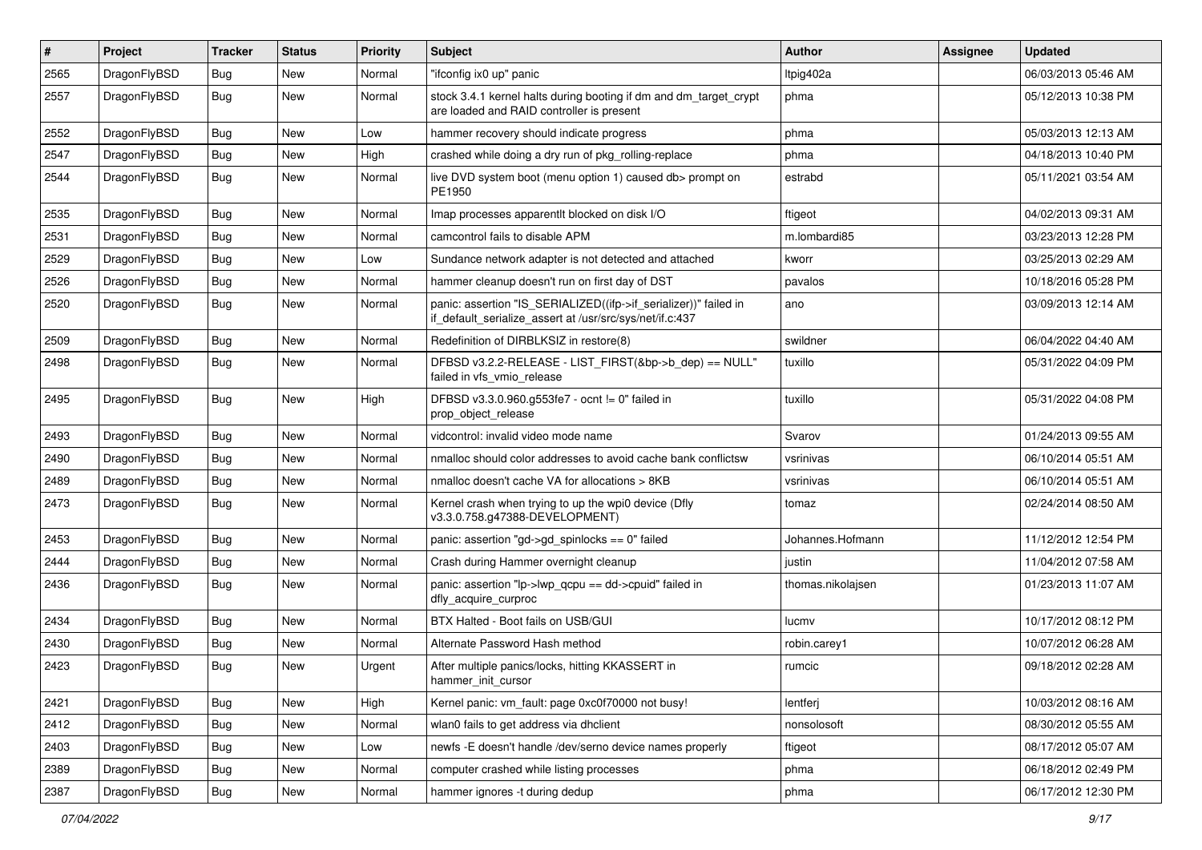| # | Project | Tracker | Status | Priority | Subject | Author | Assignee | Updated |
|---|---|---|---|---|---|---|---|---|
| 2565 | DragonFlyBSD | Bug | New | Normal | "ifconfig ix0 up" panic | ltpig402a | | 06/03/2013 05:46 AM |
| 2557 | DragonFlyBSD | Bug | New | Normal | stock 3.4.1 kernel halts during booting if dm and dm_target_crypt are loaded and RAID controller is present | phma | | 05/12/2013 10:38 PM |
| 2552 | DragonFlyBSD | Bug | New | Low | hammer recovery should indicate progress | phma | | 05/03/2013 12:13 AM |
| 2547 | DragonFlyBSD | Bug | New | High | crashed while doing a dry run of pkg_rolling-replace | phma | | 04/18/2013 10:40 PM |
| 2544 | DragonFlyBSD | Bug | New | Normal | live DVD system boot (menu option 1) caused db> prompt on PE1950 | estrabd | | 05/11/2021 03:54 AM |
| 2535 | DragonFlyBSD | Bug | New | Normal | Imap processes apparentlt blocked on disk I/O | ftigeot | | 04/02/2013 09:31 AM |
| 2531 | DragonFlyBSD | Bug | New | Normal | camcontrol fails to disable APM | m.lombardi85 | | 03/23/2013 12:28 PM |
| 2529 | DragonFlyBSD | Bug | New | Low | Sundance network adapter is not detected and attached | kworr | | 03/25/2013 02:29 AM |
| 2526 | DragonFlyBSD | Bug | New | Normal | hammer cleanup doesn't run on first day of DST | pavalos | | 10/18/2016 05:28 PM |
| 2520 | DragonFlyBSD | Bug | New | Normal | panic: assertion "IS_SERIALIZED((ifp->if_serializer))" failed in if_default_serialize_assert at /usr/src/sys/net/if.c:437 | ano | | 03/09/2013 12:14 AM |
| 2509 | DragonFlyBSD | Bug | New | Normal | Redefinition of DIRBLKSIZ in restore(8) | swildner | | 06/04/2022 04:40 AM |
| 2498 | DragonFlyBSD | Bug | New | Normal | DFBSD v3.2.2-RELEASE - LIST_FIRST(&bp->b_dep) == NULL" failed in vfs_vmio_release | tuxillo | | 05/31/2022 04:09 PM |
| 2495 | DragonFlyBSD | Bug | New | High | DFBSD v3.3.0.960.g553fe7 - ocnt != 0" failed in prop_object_release | tuxillo | | 05/31/2022 04:08 PM |
| 2493 | DragonFlyBSD | Bug | New | Normal | vidcontrol: invalid video mode name | Svarov | | 01/24/2013 09:55 AM |
| 2490 | DragonFlyBSD | Bug | New | Normal | nmalloc should color addresses to avoid cache bank conflictsw | vsrinivas | | 06/10/2014 05:51 AM |
| 2489 | DragonFlyBSD | Bug | New | Normal | nmalloc doesn't cache VA for allocations > 8KB | vsrinivas | | 06/10/2014 05:51 AM |
| 2473 | DragonFlyBSD | Bug | New | Normal | Kernel crash when trying to up the wpi0 device (Dfly v3.3.0.758.g47388-DEVELOPMENT) | tomaz | | 02/24/2014 08:50 AM |
| 2453 | DragonFlyBSD | Bug | New | Normal | panic: assertion "gd->gd_spinlocks == 0" failed | Johannes.Hofmann | | 11/12/2012 12:54 PM |
| 2444 | DragonFlyBSD | Bug | New | Normal | Crash during Hammer overnight cleanup | justin | | 11/04/2012 07:58 AM |
| 2436 | DragonFlyBSD | Bug | New | Normal | panic: assertion "lp->lwp_qcpu == dd->cpuid" failed in dfly_acquire_curproc | thomas.nikolajsen | | 01/23/2013 11:07 AM |
| 2434 | DragonFlyBSD | Bug | New | Normal | BTX Halted - Boot fails on USB/GUI | lucmv | | 10/17/2012 08:12 PM |
| 2430 | DragonFlyBSD | Bug | New | Normal | Alternate Password Hash method | robin.carey1 | | 10/07/2012 06:28 AM |
| 2423 | DragonFlyBSD | Bug | New | Urgent | After multiple panics/locks, hitting KKASSERT in hammer_init_cursor | rumcic | | 09/18/2012 02:28 AM |
| 2421 | DragonFlyBSD | Bug | New | High | Kernel panic: vm_fault: page 0xc0f70000 not busy! | lentferj | | 10/03/2012 08:16 AM |
| 2412 | DragonFlyBSD | Bug | New | Normal | wlan0 fails to get address via dhclient | nonsolosoft | | 08/30/2012 05:55 AM |
| 2403 | DragonFlyBSD | Bug | New | Low | newfs -E doesn't handle /dev/serno device names properly | ftigeot | | 08/17/2012 05:07 AM |
| 2389 | DragonFlyBSD | Bug | New | Normal | computer crashed while listing processes | phma | | 06/18/2012 02:49 PM |
| 2387 | DragonFlyBSD | Bug | New | Normal | hammer ignores -t during dedup | phma | | 06/17/2012 12:30 PM |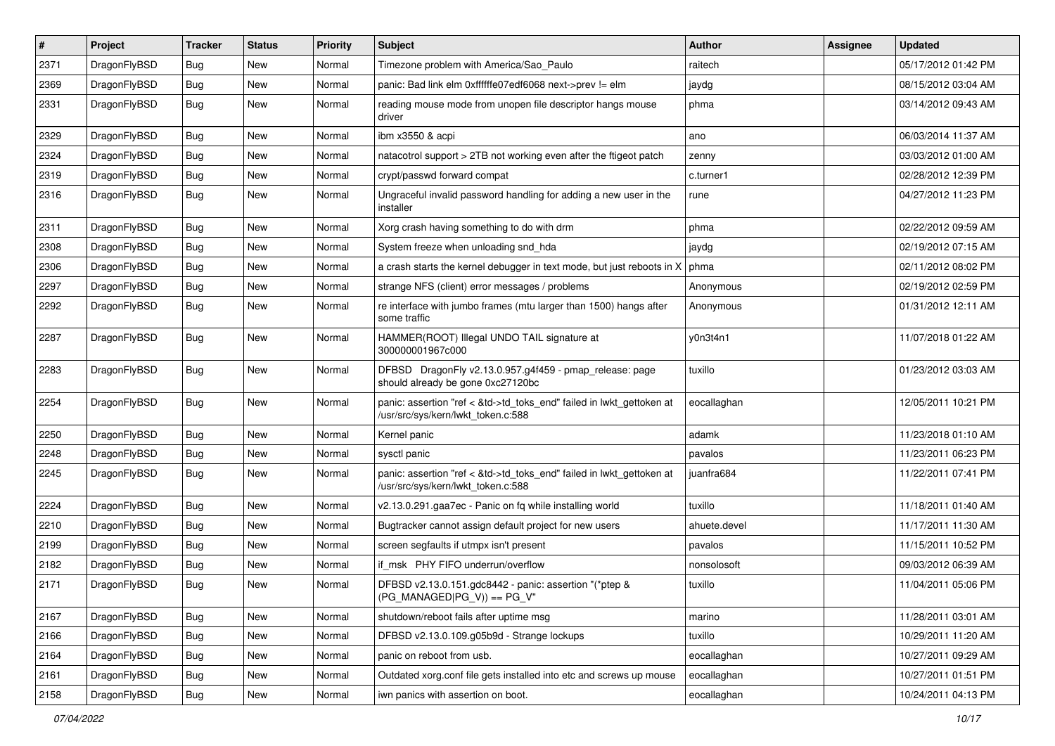| # | Project | Tracker | Status | Priority | Subject | Author | Assignee | Updated |
|---|---|---|---|---|---|---|---|---|
| 2371 | DragonFlyBSD | Bug | New | Normal | Timezone problem with America/Sao_Paulo | raitech | | 05/17/2012 01:42 PM |
| 2369 | DragonFlyBSD | Bug | New | Normal | panic: Bad link elm 0xffffffe07edf6068 next->prev != elm | jaydg | | 08/15/2012 03:04 AM |
| 2331 | DragonFlyBSD | Bug | New | Normal | reading mouse mode from unopen file descriptor hangs mouse driver | phma | | 03/14/2012 09:43 AM |
| 2329 | DragonFlyBSD | Bug | New | Normal | ibm x3550 & acpi | ano | | 06/03/2014 11:37 AM |
| 2324 | DragonFlyBSD | Bug | New | Normal | natacotrol support > 2TB not working even after the ftigeot patch | zenny | | 03/03/2012 01:00 AM |
| 2319 | DragonFlyBSD | Bug | New | Normal | crypt/passwd forward compat | c.turner1 | | 02/28/2012 12:39 PM |
| 2316 | DragonFlyBSD | Bug | New | Normal | Ungraceful invalid password handling for adding a new user in the installer | rune | | 04/27/2012 11:23 PM |
| 2311 | DragonFlyBSD | Bug | New | Normal | Xorg crash having something to do with drm | phma | | 02/22/2012 09:59 AM |
| 2308 | DragonFlyBSD | Bug | New | Normal | System freeze when unloading snd_hda | jaydg | | 02/19/2012 07:15 AM |
| 2306 | DragonFlyBSD | Bug | New | Normal | a crash starts the kernel debugger in text mode, but just reboots in X | phma | | 02/11/2012 08:02 PM |
| 2297 | DragonFlyBSD | Bug | New | Normal | strange NFS (client) error messages / problems | Anonymous | | 02/19/2012 02:59 PM |
| 2292 | DragonFlyBSD | Bug | New | Normal | re interface with jumbo frames (mtu larger than 1500) hangs after some traffic | Anonymous | | 01/31/2012 12:11 AM |
| 2287 | DragonFlyBSD | Bug | New | Normal | HAMMER(ROOT) Illegal UNDO TAIL signature at 300000001967c000 | y0n3t4n1 | | 11/07/2018 01:22 AM |
| 2283 | DragonFlyBSD | Bug | New | Normal | DFBSD DragonFly v2.13.0.957.g4f459 - pmap_release: page should already be gone 0xc27120bc | tuxillo | | 01/23/2012 03:03 AM |
| 2254 | DragonFlyBSD | Bug | New | Normal | panic: assertion "ref < &td->td_toks_end" failed in lwkt_gettoken at /usr/src/sys/kern/lwkt_token.c:588 | eocallaghan | | 12/05/2011 10:21 PM |
| 2250 | DragonFlyBSD | Bug | New | Normal | Kernel panic | adamk | | 11/23/2018 01:10 AM |
| 2248 | DragonFlyBSD | Bug | New | Normal | sysctl panic | pavalos | | 11/23/2011 06:23 PM |
| 2245 | DragonFlyBSD | Bug | New | Normal | panic: assertion "ref < &td->td_toks_end" failed in lwkt_gettoken at /usr/src/sys/kern/lwkt_token.c:588 | juanfra684 | | 11/22/2011 07:41 PM |
| 2224 | DragonFlyBSD | Bug | New | Normal | v2.13.0.291.gaa7ec - Panic on fq while installing world | tuxillo | | 11/18/2011 01:40 AM |
| 2210 | DragonFlyBSD | Bug | New | Normal | Bugtracker cannot assign default project for new users | ahuete.devel | | 11/17/2011 11:30 AM |
| 2199 | DragonFlyBSD | Bug | New | Normal | screen segfaults if utmpx isn't present | pavalos | | 11/15/2011 10:52 PM |
| 2182 | DragonFlyBSD | Bug | New | Normal | if_msk PHY FIFO underrun/overflow | nonsolosoft | | 09/03/2012 06:39 AM |
| 2171 | DragonFlyBSD | Bug | New | Normal | DFBSD v2.13.0.151.gdc8442 - panic: assertion "(*ptep & (PG_MANAGED\|PG_V)) == PG_V" | tuxillo | | 11/04/2011 05:06 PM |
| 2167 | DragonFlyBSD | Bug | New | Normal | shutdown/reboot fails after uptime msg | marino | | 11/28/2011 03:01 AM |
| 2166 | DragonFlyBSD | Bug | New | Normal | DFBSD v2.13.0.109.g05b9d - Strange lockups | tuxillo | | 10/29/2011 11:20 AM |
| 2164 | DragonFlyBSD | Bug | New | Normal | panic on reboot from usb. | eocallaghan | | 10/27/2011 09:29 AM |
| 2161 | DragonFlyBSD | Bug | New | Normal | Outdated xorg.conf file gets installed into etc and screws up mouse | eocallaghan | | 10/27/2011 01:51 PM |
| 2158 | DragonFlyBSD | Bug | New | Normal | iwn panics with assertion on boot. | eocallaghan | | 10/24/2011 04:13 PM |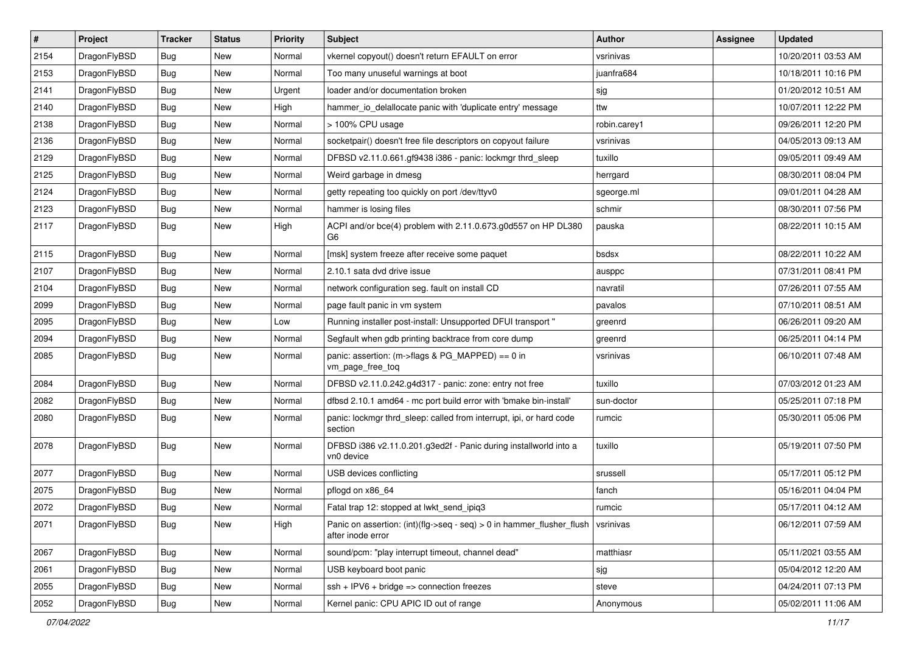| # | Project | Tracker | Status | Priority | Subject | Author | Assignee | Updated |
|---|---|---|---|---|---|---|---|---|
| 2154 | DragonFlyBSD | Bug | New | Normal | vkernel copyout() doesn't return EFAULT on error | vsrinivas | | 10/20/2011 03:53 AM |
| 2153 | DragonFlyBSD | Bug | New | Normal | Too many unuseful warnings at boot | juanfra684 | | 10/18/2011 10:16 PM |
| 2141 | DragonFlyBSD | Bug | New | Urgent | loader and/or documentation broken | sjg | | 01/20/2012 10:51 AM |
| 2140 | DragonFlyBSD | Bug | New | High | hammer_io_delallocate panic with 'duplicate entry' message | ttw | | 10/07/2011 12:22 PM |
| 2138 | DragonFlyBSD | Bug | New | Normal | > 100% CPU usage | robin.carey1 | | 09/26/2011 12:20 PM |
| 2136 | DragonFlyBSD | Bug | New | Normal | socketpair() doesn't free file descriptors on copyout failure | vsrinivas | | 04/05/2013 09:13 AM |
| 2129 | DragonFlyBSD | Bug | New | Normal | DFBSD v2.11.0.661.gf9438 i386 - panic: lockmgr thrd_sleep | tuxillo | | 09/05/2011 09:49 AM |
| 2125 | DragonFlyBSD | Bug | New | Normal | Weird garbage in dmesg | herrgard | | 08/30/2011 08:04 PM |
| 2124 | DragonFlyBSD | Bug | New | Normal | getty repeating too quickly on port /dev/ttyv0 | sgeorge.ml | | 09/01/2011 04:28 AM |
| 2123 | DragonFlyBSD | Bug | New | Normal | hammer is losing files | schmir | | 08/30/2011 07:56 PM |
| 2117 | DragonFlyBSD | Bug | New | High | ACPI and/or bce(4) problem with 2.11.0.673.g0d557 on HP DL380 G6 | pauska | | 08/22/2011 10:15 AM |
| 2115 | DragonFlyBSD | Bug | New | Normal | [msk] system freeze after receive some paquet | bsdsx | | 08/22/2011 10:22 AM |
| 2107 | DragonFlyBSD | Bug | New | Normal | 2.10.1 sata dvd drive issue | ausppc | | 07/31/2011 08:41 PM |
| 2104 | DragonFlyBSD | Bug | New | Normal | network configuration seg. fault on install CD | navratil | | 07/26/2011 07:55 AM |
| 2099 | DragonFlyBSD | Bug | New | Normal | page fault panic in vm system | pavalos | | 07/10/2011 08:51 AM |
| 2095 | DragonFlyBSD | Bug | New | Low | Running installer post-install: Unsupported DFUI transport " | greenrd | | 06/26/2011 09:20 AM |
| 2094 | DragonFlyBSD | Bug | New | Normal | Segfault when gdb printing backtrace from core dump | greenrd | | 06/25/2011 04:14 PM |
| 2085 | DragonFlyBSD | Bug | New | Normal | panic: assertion: (m->flags & PG_MAPPED) == 0 in vm_page_free_toq | vsrinivas | | 06/10/2011 07:48 AM |
| 2084 | DragonFlyBSD | Bug | New | Normal | DFBSD v2.11.0.242.g4d317 - panic: zone: entry not free | tuxillo | | 07/03/2012 01:23 AM |
| 2082 | DragonFlyBSD | Bug | New | Normal | dfbsd 2.10.1 amd64 - mc port build error with 'bmake bin-install' | sun-doctor | | 05/25/2011 07:18 PM |
| 2080 | DragonFlyBSD | Bug | New | Normal | panic: lockmgr thrd_sleep: called from interrupt, ipi, or hard code section | rumcic | | 05/30/2011 05:06 PM |
| 2078 | DragonFlyBSD | Bug | New | Normal | DFBSD i386 v2.11.0.201.g3ed2f - Panic during installworld into a vn0 device | tuxillo | | 05/19/2011 07:50 PM |
| 2077 | DragonFlyBSD | Bug | New | Normal | USB devices conflicting | srussell | | 05/17/2011 05:12 PM |
| 2075 | DragonFlyBSD | Bug | New | Normal | pflogd on x86_64 | fanch | | 05/16/2011 04:04 PM |
| 2072 | DragonFlyBSD | Bug | New | Normal | Fatal trap 12: stopped at lwkt_send_ipiq3 | rumcic | | 05/17/2011 04:12 AM |
| 2071 | DragonFlyBSD | Bug | New | High | Panic on assertion: (int)(flg->seq - seq) > 0 in hammer_flusher_flush after inode error | vsrinivas | | 06/12/2011 07:59 AM |
| 2067 | DragonFlyBSD | Bug | New | Normal | sound/pcm: "play interrupt timeout, channel dead" | matthiasr | | 05/11/2021 03:55 AM |
| 2061 | DragonFlyBSD | Bug | New | Normal | USB keyboard boot panic | sjg | | 05/04/2012 12:20 AM |
| 2055 | DragonFlyBSD | Bug | New | Normal | ssh + IPV6 + bridge => connection freezes | steve | | 04/24/2011 07:13 PM |
| 2052 | DragonFlyBSD | Bug | New | Normal | Kernel panic: CPU APIC ID out of range | Anonymous | | 05/02/2011 11:06 AM |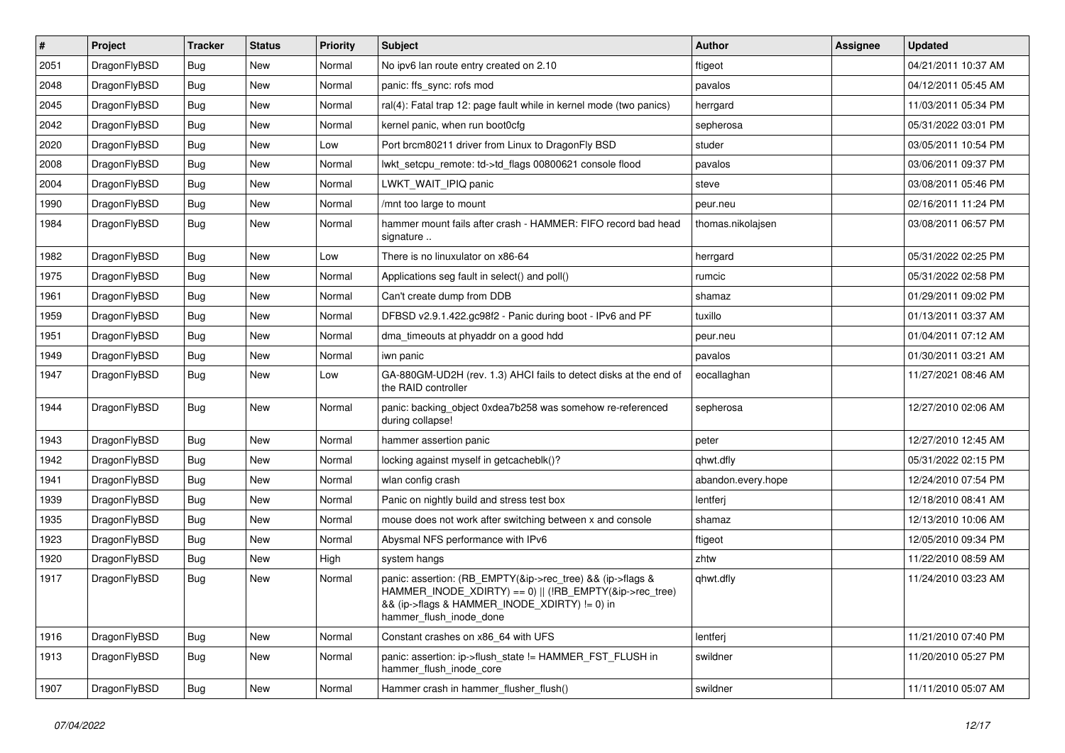| # | Project | Tracker | Status | Priority | Subject | Author | Assignee | Updated |
|---|---|---|---|---|---|---|---|---|
| 2051 | DragonFlyBSD | Bug | New | Normal | No ipv6 lan route entry created on 2.10 | ftigeot | | 04/21/2011 10:37 AM |
| 2048 | DragonFlyBSD | Bug | New | Normal | panic: ffs_sync: rofs mod | pavalos | | 04/12/2011 05:45 AM |
| 2045 | DragonFlyBSD | Bug | New | Normal | ral(4): Fatal trap 12: page fault while in kernel mode (two panics) | herrgard | | 11/03/2011 05:34 PM |
| 2042 | DragonFlyBSD | Bug | New | Normal | kernel panic, when run boot0cfg | sepherosa | | 05/31/2022 03:01 PM |
| 2020 | DragonFlyBSD | Bug | New | Low | Port brcm80211 driver from Linux to DragonFly BSD | studer | | 03/05/2011 10:54 PM |
| 2008 | DragonFlyBSD | Bug | New | Normal | lwkt_setcpu_remote: td->td_flags 00800621 console flood | pavalos | | 03/06/2011 09:37 PM |
| 2004 | DragonFlyBSD | Bug | New | Normal | LWKT_WAIT_IPIQ panic | steve | | 03/08/2011 05:46 PM |
| 1990 | DragonFlyBSD | Bug | New | Normal | /mnt too large to mount | peur.neu | | 02/16/2011 11:24 PM |
| 1984 | DragonFlyBSD | Bug | New | Normal | hammer mount fails after crash - HAMMER: FIFO record bad head signature .. | thomas.nikolajsen | | 03/08/2011 06:57 PM |
| 1982 | DragonFlyBSD | Bug | New | Low | There is no linuxulator on x86-64 | herrgard | | 05/31/2022 02:25 PM |
| 1975 | DragonFlyBSD | Bug | New | Normal | Applications seg fault in select() and poll() | rumcic | | 05/31/2022 02:58 PM |
| 1961 | DragonFlyBSD | Bug | New | Normal | Can't create dump from DDB | shamaz | | 01/29/2011 09:02 PM |
| 1959 | DragonFlyBSD | Bug | New | Normal | DFBSD v2.9.1.422.gc98f2 - Panic during boot - IPv6 and PF | tuxillo | | 01/13/2011 03:37 AM |
| 1951 | DragonFlyBSD | Bug | New | Normal | dma_timeouts at phyaddr on a good hdd | peur.neu | | 01/04/2011 07:12 AM |
| 1949 | DragonFlyBSD | Bug | New | Normal | iwn panic | pavalos | | 01/30/2011 03:21 AM |
| 1947 | DragonFlyBSD | Bug | New | Low | GA-880GM-UD2H (rev. 1.3) AHCI fails to detect disks at the end of the RAID controller | eocallaghan | | 11/27/2021 08:46 AM |
| 1944 | DragonFlyBSD | Bug | New | Normal | panic: backing_object 0xdea7b258 was somehow re-referenced during collapse! | sepherosa | | 12/27/2010 02:06 AM |
| 1943 | DragonFlyBSD | Bug | New | Normal | hammer assertion panic | peter | | 12/27/2010 12:45 AM |
| 1942 | DragonFlyBSD | Bug | New | Normal | locking against myself in getcacheblk()? | qhwt.dfly | | 05/31/2022 02:15 PM |
| 1941 | DragonFlyBSD | Bug | New | Normal | wlan config crash | abandon.every.hope | | 12/24/2010 07:54 PM |
| 1939 | DragonFlyBSD | Bug | New | Normal | Panic on nightly build and stress test box | lentferj | | 12/18/2010 08:41 AM |
| 1935 | DragonFlyBSD | Bug | New | Normal | mouse does not work after switching between x and console | shamaz | | 12/13/2010 10:06 AM |
| 1923 | DragonFlyBSD | Bug | New | Normal | Abysmal NFS performance with IPv6 | ftigeot | | 12/05/2010 09:34 PM |
| 1920 | DragonFlyBSD | Bug | New | High | system hangs | zhtw | | 11/22/2010 08:59 AM |
| 1917 | DragonFlyBSD | Bug | New | Normal | panic: assertion: (RB_EMPTY(&ip->rec_tree) && (ip->flags & HAMMER_INODE_XDIRTY) == 0) \|\| (!RB_EMPTY(&ip->rec_tree) && (ip->flags & HAMMER_INODE_XDIRTY) != 0) in hammer_flush_inode_done | qhwt.dfly | | 11/24/2010 03:23 AM |
| 1916 | DragonFlyBSD | Bug | New | Normal | Constant crashes on x86_64 with UFS | lentferj | | 11/21/2010 07:40 PM |
| 1913 | DragonFlyBSD | Bug | New | Normal | panic: assertion: ip->flush_state != HAMMER_FST_FLUSH in hammer_flush_inode_core | swildner | | 11/20/2010 05:27 PM |
| 1907 | DragonFlyBSD | Bug | New | Normal | Hammer crash in hammer_flusher_flush() | swildner | | 11/11/2010 05:07 AM |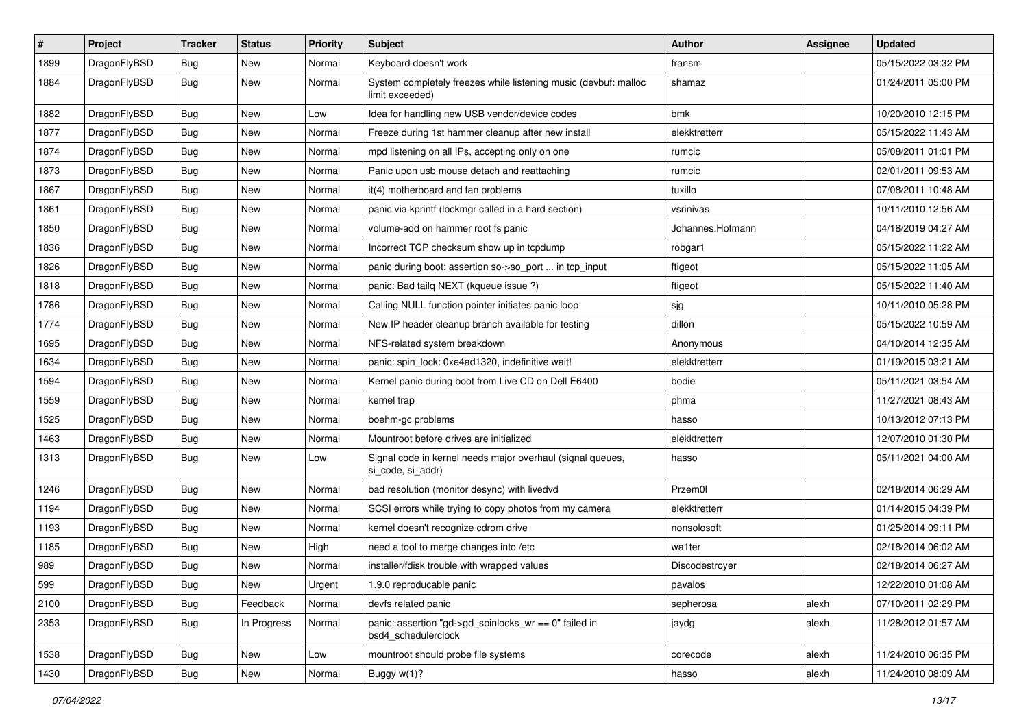| # | Project | Tracker | Status | Priority | Subject | Author | Assignee | Updated |
|---|---|---|---|---|---|---|---|---|
| 1899 | DragonFlyBSD | Bug | New | Normal | Keyboard doesn't work | fransm | | 05/15/2022 03:32 PM |
| 1884 | DragonFlyBSD | Bug | New | Normal | System completely freezes while listening music (devbuf: malloc limit exceeded) | shamaz | | 01/24/2011 05:00 PM |
| 1882 | DragonFlyBSD | Bug | New | Low | Idea for handling new USB vendor/device codes | bmk | | 10/20/2010 12:15 PM |
| 1877 | DragonFlyBSD | Bug | New | Normal | Freeze during 1st hammer cleanup after new install | elekktretterr | | 05/15/2022 11:43 AM |
| 1874 | DragonFlyBSD | Bug | New | Normal | mpd listening on all IPs, accepting only on one | rumcic | | 05/08/2011 01:01 PM |
| 1873 | DragonFlyBSD | Bug | New | Normal | Panic upon usb mouse detach and reattaching | rumcic | | 02/01/2011 09:53 AM |
| 1867 | DragonFlyBSD | Bug | New | Normal | it(4) motherboard and fan problems | tuxillo | | 07/08/2011 10:48 AM |
| 1861 | DragonFlyBSD | Bug | New | Normal | panic via kprintf (lockmgr called in a hard section) | vsrinivas | | 10/11/2010 12:56 AM |
| 1850 | DragonFlyBSD | Bug | New | Normal | volume-add on hammer root fs panic | Johannes.Hofmann | | 04/18/2019 04:27 AM |
| 1836 | DragonFlyBSD | Bug | New | Normal | Incorrect TCP checksum show up in tcpdump | robgar1 | | 05/15/2022 11:22 AM |
| 1826 | DragonFlyBSD | Bug | New | Normal | panic during boot: assertion so->so_port ... in tcp_input | ftigeot | | 05/15/2022 11:05 AM |
| 1818 | DragonFlyBSD | Bug | New | Normal | panic: Bad tailq NEXT (kqueue issue ?) | ftigeot | | 05/15/2022 11:40 AM |
| 1786 | DragonFlyBSD | Bug | New | Normal | Calling NULL function pointer initiates panic loop | sjg | | 10/11/2010 05:28 PM |
| 1774 | DragonFlyBSD | Bug | New | Normal | New IP header cleanup branch available for testing | dillon | | 05/15/2022 10:59 AM |
| 1695 | DragonFlyBSD | Bug | New | Normal | NFS-related system breakdown | Anonymous | | 04/10/2014 12:35 AM |
| 1634 | DragonFlyBSD | Bug | New | Normal | panic: spin_lock: 0xe4ad1320, indefinitive wait! | elekktretterr | | 01/19/2015 03:21 AM |
| 1594 | DragonFlyBSD | Bug | New | Normal | Kernel panic during boot from Live CD on Dell E6400 | bodie | | 05/11/2021 03:54 AM |
| 1559 | DragonFlyBSD | Bug | New | Normal | kernel trap | phma | | 11/27/2021 08:43 AM |
| 1525 | DragonFlyBSD | Bug | New | Normal | boehm-gc problems | hasso | | 10/13/2012 07:13 PM |
| 1463 | DragonFlyBSD | Bug | New | Normal | Mountroot before drives are initialized | elekktretterr | | 12/07/2010 01:30 PM |
| 1313 | DragonFlyBSD | Bug | New | Low | Signal code in kernel needs major overhaul (signal queues, si_code, si_addr) | hasso | | 05/11/2021 04:00 AM |
| 1246 | DragonFlyBSD | Bug | New | Normal | bad resolution (monitor desync) with livedvd | Przem0l | | 02/18/2014 06:29 AM |
| 1194 | DragonFlyBSD | Bug | New | Normal | SCSI errors while trying to copy photos from my camera | elekktretterr | | 01/14/2015 04:39 PM |
| 1193 | DragonFlyBSD | Bug | New | Normal | kernel doesn't recognize cdrom drive | nonsolosoft | | 01/25/2014 09:11 PM |
| 1185 | DragonFlyBSD | Bug | New | High | need a tool to merge changes into /etc | wa1ter | | 02/18/2014 06:02 AM |
| 989 | DragonFlyBSD | Bug | New | Normal | installer/fdisk trouble with wrapped values | Discodestroyer | | 02/18/2014 06:27 AM |
| 599 | DragonFlyBSD | Bug | New | Urgent | 1.9.0 reproducable panic | pavalos | | 12/22/2010 01:08 AM |
| 2100 | DragonFlyBSD | Bug | Feedback | Normal | devfs related panic | sepherosa | alexh | 07/10/2011 02:29 PM |
| 2353 | DragonFlyBSD | Bug | In Progress | Normal | panic: assertion "gd->gd_spinlocks_wr == 0" failed in bsd4_schedulerclock | jaydg | alexh | 11/28/2012 01:57 AM |
| 1538 | DragonFlyBSD | Bug | New | Low | mountroot should probe file systems | corecode | alexh | 11/24/2010 06:35 PM |
| 1430 | DragonFlyBSD | Bug | New | Normal | Buggy w(1)? | hasso | alexh | 11/24/2010 08:09 AM |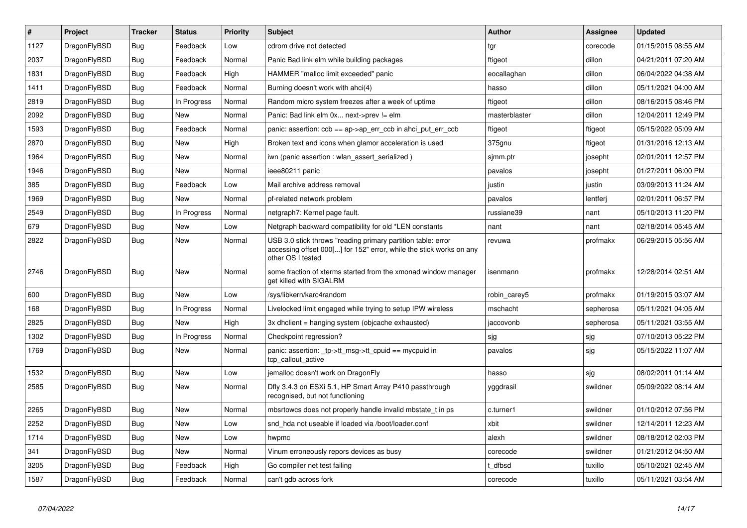| # | Project | Tracker | Status | Priority | Subject | Author | Assignee | Updated |
|---|---|---|---|---|---|---|---|---|
| 1127 | DragonFlyBSD | Bug | Feedback | Low | cdrom drive not detected | tgr | corecode | 01/15/2015 08:55 AM |
| 2037 | DragonFlyBSD | Bug | Feedback | Normal | Panic Bad link elm while building packages | ftigeot | dillon | 04/21/2011 07:20 AM |
| 1831 | DragonFlyBSD | Bug | Feedback | High | HAMMER "malloc limit exceeded" panic | eocallaghan | dillon | 06/04/2022 04:38 AM |
| 1411 | DragonFlyBSD | Bug | Feedback | Normal | Burning doesn't work with ahci(4) | hasso | dillon | 05/11/2021 04:00 AM |
| 2819 | DragonFlyBSD | Bug | In Progress | Normal | Random micro system freezes after a week of uptime | ftigeot | dillon | 08/16/2015 08:46 PM |
| 2092 | DragonFlyBSD | Bug | New | Normal | Panic: Bad link elm 0x... next->prev != elm | masterblaster | dillon | 12/04/2011 12:49 PM |
| 1593 | DragonFlyBSD | Bug | Feedback | Normal | panic: assertion: ccb == ap->ap_err_ccb in ahci_put_err_ccb | ftigeot | ftigeot | 05/15/2022 05:09 AM |
| 2870 | DragonFlyBSD | Bug | New | High | Broken text and icons when glamor acceleration is used | 375gnu | ftigeot | 01/31/2016 12:13 AM |
| 1964 | DragonFlyBSD | Bug | New | Normal | iwn (panic assertion : wlan_assert_serialized ) | sjmm.ptr | josepht | 02/01/2011 12:57 PM |
| 1946 | DragonFlyBSD | Bug | New | Normal | ieee80211 panic | pavalos | josepht | 01/27/2011 06:00 PM |
| 385 | DragonFlyBSD | Bug | Feedback | Low | Mail archive address removal | justin | justin | 03/09/2013 11:24 AM |
| 1969 | DragonFlyBSD | Bug | New | Normal | pf-related network problem | pavalos | lentferj | 02/01/2011 06:57 PM |
| 2549 | DragonFlyBSD | Bug | In Progress | Normal | netgraph7: Kernel page fault. | russiane39 | nant | 05/10/2013 11:20 PM |
| 679 | DragonFlyBSD | Bug | New | Low | Netgraph backward compatibility for old *LEN constants | nant | nant | 02/18/2014 05:45 AM |
| 2822 | DragonFlyBSD | Bug | New | Normal | USB 3.0 stick throws "reading primary partition table: error accessing offset 000[...] for 152" error, while the stick works on any other OS I tested | revuwa | profmakx | 06/29/2015 05:56 AM |
| 2746 | DragonFlyBSD | Bug | New | Normal | some fraction of xterms started from the xmonad window manager get killed with SIGALRM | isenmann | profmakx | 12/28/2014 02:51 AM |
| 600 | DragonFlyBSD | Bug | New | Low | /sys/libkern/karc4random | robin_carey5 | profmakx | 01/19/2015 03:07 AM |
| 168 | DragonFlyBSD | Bug | In Progress | Normal | Livelocked limit engaged while trying to setup IPW wireless | mschacht | sepherosa | 05/11/2021 04:05 AM |
| 2825 | DragonFlyBSD | Bug | New | High | 3x dhclient = hanging system (objcache exhausted) | jaccovonb | sepherosa | 05/11/2021 03:55 AM |
| 1302 | DragonFlyBSD | Bug | In Progress | Normal | Checkpoint regression? | sjg | sjg | 07/10/2013 05:22 PM |
| 1769 | DragonFlyBSD | Bug | New | Normal | panic: assertion: _tp->tt_msg->tt_cpuid == mycpuid in tcp_callout_active | pavalos | sjg | 05/15/2022 11:07 AM |
| 1532 | DragonFlyBSD | Bug | New | Low | jemalloc doesn't work on DragonFly | hasso | sjg | 08/02/2011 01:14 AM |
| 2585 | DragonFlyBSD | Bug | New | Normal | Dfly 3.4.3 on ESXi 5.1, HP Smart Array P410 passthrough recognised, but not functioning | yggdrasil | swildner | 05/09/2022 08:14 AM |
| 2265 | DragonFlyBSD | Bug | New | Normal | mbsrtowcs does not properly handle invalid mbstate_t in ps | c.turner1 | swildner | 01/10/2012 07:56 PM |
| 2252 | DragonFlyBSD | Bug | New | Low | snd_hda not useable if loaded via /boot/loader.conf | xbit | swildner | 12/14/2011 12:23 AM |
| 1714 | DragonFlyBSD | Bug | New | Low | hwpmc | alexh | swildner | 08/18/2012 02:03 PM |
| 341 | DragonFlyBSD | Bug | New | Normal | Vinum erroneously repors devices as busy | corecode | swildner | 01/21/2012 04:50 AM |
| 3205 | DragonFlyBSD | Bug | Feedback | High | Go compiler net test failing | t_dfbsd | tuxillo | 05/10/2021 02:45 AM |
| 1587 | DragonFlyBSD | Bug | Feedback | Normal | can't gdb across fork | corecode | tuxillo | 05/11/2021 03:54 AM |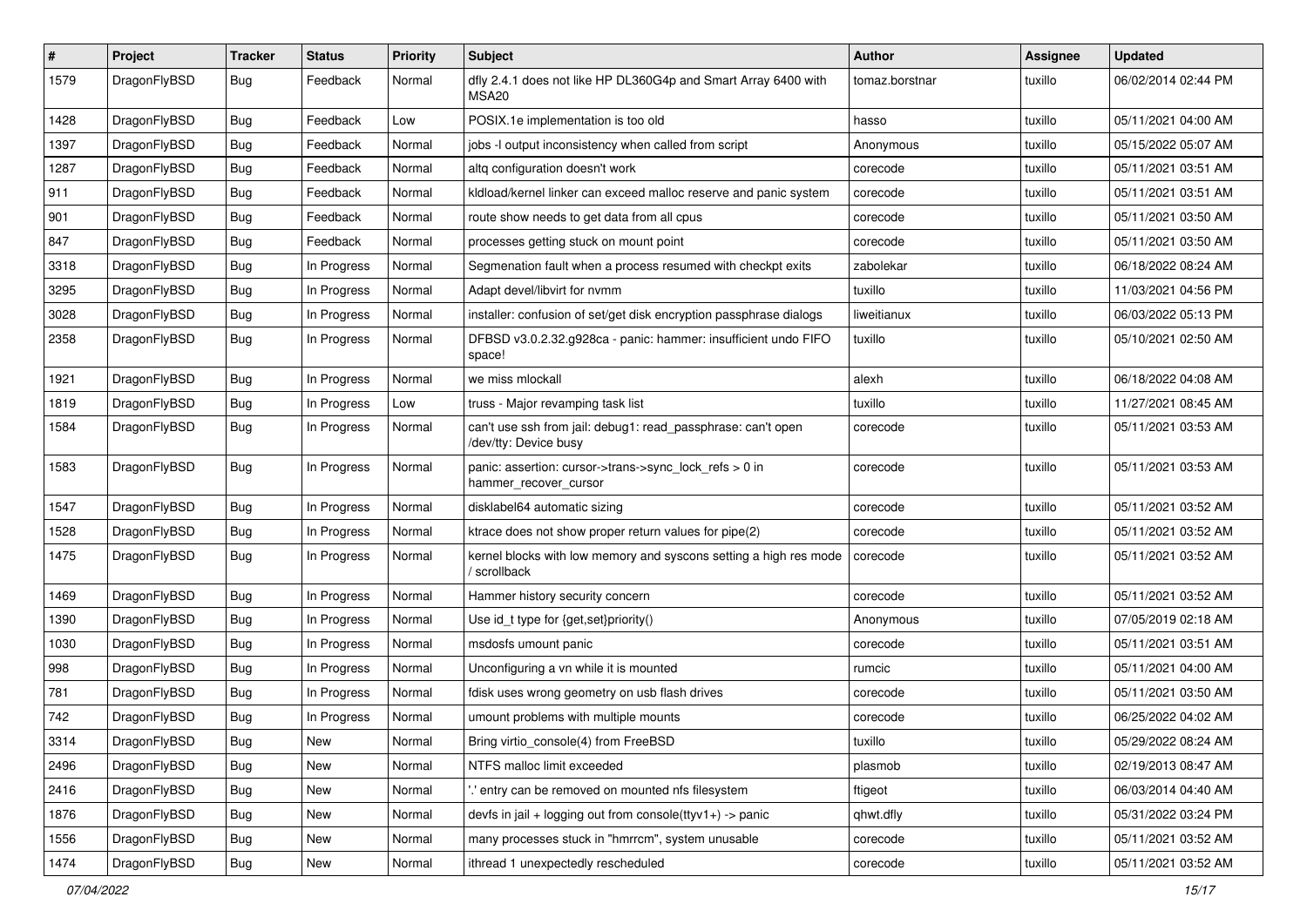| # | Project | Tracker | Status | Priority | Subject | Author | Assignee | Updated |
|---|---|---|---|---|---|---|---|---|
| 1579 | DragonFlyBSD | Bug | Feedback | Normal | dfly 2.4.1 does not like HP DL360G4p and Smart Array 6400 with MSA20 | tomaz.borstnar | tuxillo | 06/02/2014 02:44 PM |
| 1428 | DragonFlyBSD | Bug | Feedback | Low | POSIX.1e implementation is too old | hasso | tuxillo | 05/11/2021 04:00 AM |
| 1397 | DragonFlyBSD | Bug | Feedback | Normal | jobs -l output inconsistency when called from script | Anonymous | tuxillo | 05/15/2022 05:07 AM |
| 1287 | DragonFlyBSD | Bug | Feedback | Normal | altq configuration doesn't work | corecode | tuxillo | 05/11/2021 03:51 AM |
| 911 | DragonFlyBSD | Bug | Feedback | Normal | kldload/kernel linker can exceed malloc reserve and panic system | corecode | tuxillo | 05/11/2021 03:51 AM |
| 901 | DragonFlyBSD | Bug | Feedback | Normal | route show needs to get data from all cpus | corecode | tuxillo | 05/11/2021 03:50 AM |
| 847 | DragonFlyBSD | Bug | Feedback | Normal | processes getting stuck on mount point | corecode | tuxillo | 05/11/2021 03:50 AM |
| 3318 | DragonFlyBSD | Bug | In Progress | Normal | Segmenation fault when a process resumed with checkpt exits | zabolekar | tuxillo | 06/18/2022 08:24 AM |
| 3295 | DragonFlyBSD | Bug | In Progress | Normal | Adapt devel/libvirt for nvmm | tuxillo | tuxillo | 11/03/2021 04:56 PM |
| 3028 | DragonFlyBSD | Bug | In Progress | Normal | installer: confusion of set/get disk encryption passphrase dialogs | liweitianux | tuxillo | 06/03/2022 05:13 PM |
| 2358 | DragonFlyBSD | Bug | In Progress | Normal | DFBSD v3.0.2.32.g928ca - panic: hammer: insufficient undo FIFO space! | tuxillo | tuxillo | 05/10/2021 02:50 AM |
| 1921 | DragonFlyBSD | Bug | In Progress | Normal | we miss mlockall | alexh | tuxillo | 06/18/2022 04:08 AM |
| 1819 | DragonFlyBSD | Bug | In Progress | Low | truss - Major revamping task list | tuxillo | tuxillo | 11/27/2021 08:45 AM |
| 1584 | DragonFlyBSD | Bug | In Progress | Normal | can't use ssh from jail: debug1: read_passphrase: can't open /dev/tty: Device busy | corecode | tuxillo | 05/11/2021 03:53 AM |
| 1583 | DragonFlyBSD | Bug | In Progress | Normal | panic: assertion: cursor->trans->sync_lock_refs > 0 in hammer_recover_cursor | corecode | tuxillo | 05/11/2021 03:53 AM |
| 1547 | DragonFlyBSD | Bug | In Progress | Normal | disklabel64 automatic sizing | corecode | tuxillo | 05/11/2021 03:52 AM |
| 1528 | DragonFlyBSD | Bug | In Progress | Normal | ktrace does not show proper return values for pipe(2) | corecode | tuxillo | 05/11/2021 03:52 AM |
| 1475 | DragonFlyBSD | Bug | In Progress | Normal | kernel blocks with low memory and syscons setting a high res mode / scrollback | corecode | tuxillo | 05/11/2021 03:52 AM |
| 1469 | DragonFlyBSD | Bug | In Progress | Normal | Hammer history security concern | corecode | tuxillo | 05/11/2021 03:52 AM |
| 1390 | DragonFlyBSD | Bug | In Progress | Normal | Use id_t type for {get,set}priority() | Anonymous | tuxillo | 07/05/2019 02:18 AM |
| 1030 | DragonFlyBSD | Bug | In Progress | Normal | msdosfs umount panic | corecode | tuxillo | 05/11/2021 03:51 AM |
| 998 | DragonFlyBSD | Bug | In Progress | Normal | Unconfiguring a vn while it is mounted | rumcic | tuxillo | 05/11/2021 04:00 AM |
| 781 | DragonFlyBSD | Bug | In Progress | Normal | fdisk uses wrong geometry on usb flash drives | corecode | tuxillo | 05/11/2021 03:50 AM |
| 742 | DragonFlyBSD | Bug | In Progress | Normal | umount problems with multiple mounts | corecode | tuxillo | 06/25/2022 04:02 AM |
| 3314 | DragonFlyBSD | Bug | New | Normal | Bring virtio_console(4) from FreeBSD | tuxillo | tuxillo | 05/29/2022 08:24 AM |
| 2496 | DragonFlyBSD | Bug | New | Normal | NTFS malloc limit exceeded | plasmob | tuxillo | 02/19/2013 08:47 AM |
| 2416 | DragonFlyBSD | Bug | New | Normal | '.' entry can be removed on mounted nfs filesystem | ftigeot | tuxillo | 06/03/2014 04:40 AM |
| 1876 | DragonFlyBSD | Bug | New | Normal | devfs in jail + logging out from console(ttyv1+) -> panic | qhwt.dfly | tuxillo | 05/31/2022 03:24 PM |
| 1556 | DragonFlyBSD | Bug | New | Normal | many processes stuck in "hmrrcm", system unusable | corecode | tuxillo | 05/11/2021 03:52 AM |
| 1474 | DragonFlyBSD | Bug | New | Normal | ithread 1 unexpectedly rescheduled | corecode | tuxillo | 05/11/2021 03:52 AM |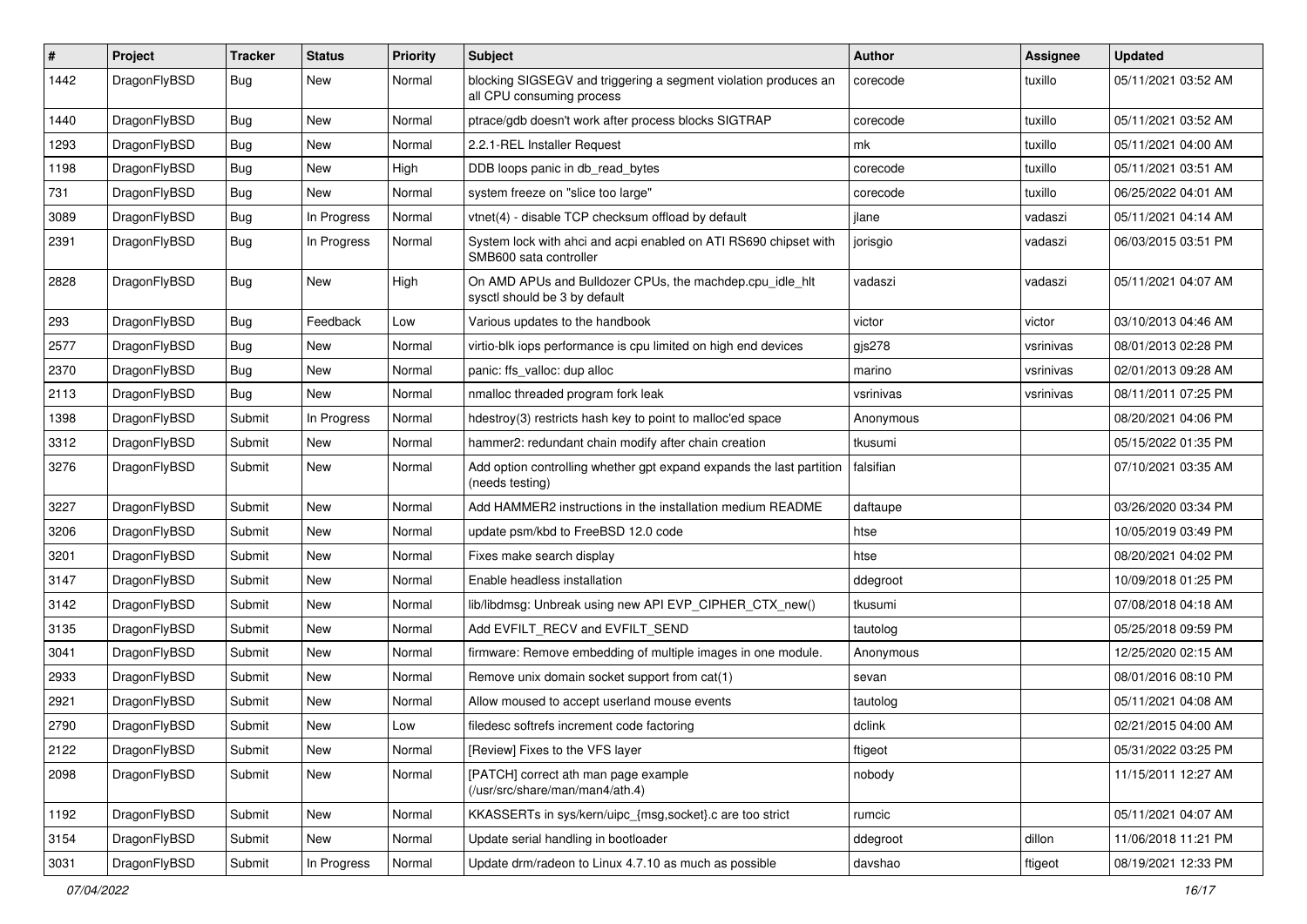| # | Project | Tracker | Status | Priority | Subject | Author | Assignee | Updated |
|---|---|---|---|---|---|---|---|---|
| 1442 | DragonFlyBSD | Bug | New | Normal | blocking SIGSEGV and triggering a segment violation produces an all CPU consuming process | corecode | tuxillo | 05/11/2021 03:52 AM |
| 1440 | DragonFlyBSD | Bug | New | Normal | ptrace/gdb doesn't work after process blocks SIGTRAP | corecode | tuxillo | 05/11/2021 03:52 AM |
| 1293 | DragonFlyBSD | Bug | New | Normal | 2.2.1-REL Installer Request | mk | tuxillo | 05/11/2021 04:00 AM |
| 1198 | DragonFlyBSD | Bug | New | High | DDB loops panic in db_read_bytes | corecode | tuxillo | 05/11/2021 03:51 AM |
| 731 | DragonFlyBSD | Bug | New | Normal | system freeze on "slice too large" | corecode | tuxillo | 06/25/2022 04:01 AM |
| 3089 | DragonFlyBSD | Bug | In Progress | Normal | vtnet(4) - disable TCP checksum offload by default | jlane | vadaszi | 05/11/2021 04:14 AM |
| 2391 | DragonFlyBSD | Bug | In Progress | Normal | System lock with ahci and acpi enabled on ATI RS690 chipset with SMB600 sata controller | jorisgio | vadaszi | 06/03/2015 03:51 PM |
| 2828 | DragonFlyBSD | Bug | New | High | On AMD APUs and Bulldozer CPUs, the machdep.cpu_idle_hlt sysctl should be 3 by default | vadaszi | vadaszi | 05/11/2021 04:07 AM |
| 293 | DragonFlyBSD | Bug | Feedback | Low | Various updates to the handbook | victor | victor | 03/10/2013 04:46 AM |
| 2577 | DragonFlyBSD | Bug | New | Normal | virtio-blk iops performance is cpu limited on high end devices | gjs278 | vsrinivas | 08/01/2013 02:28 PM |
| 2370 | DragonFlyBSD | Bug | New | Normal | panic: ffs_valloc: dup alloc | marino | vsrinivas | 02/01/2013 09:28 AM |
| 2113 | DragonFlyBSD | Bug | New | Normal | nmalloc threaded program fork leak | vsrinivas | vsrinivas | 08/11/2011 07:25 PM |
| 1398 | DragonFlyBSD | Submit | In Progress | Normal | hdestroy(3) restricts hash key to point to malloc'ed space | Anonymous | | 08/20/2021 04:06 PM |
| 3312 | DragonFlyBSD | Submit | New | Normal | hammer2: redundant chain modify after chain creation | tkusumi | | 05/15/2022 01:35 PM |
| 3276 | DragonFlyBSD | Submit | New | Normal | Add option controlling whether gpt expand expands the last partition (needs testing) | falsifian | | 07/10/2021 03:35 AM |
| 3227 | DragonFlyBSD | Submit | New | Normal | Add HAMMER2 instructions in the installation medium README | daftaupe | | 03/26/2020 03:34 PM |
| 3206 | DragonFlyBSD | Submit | New | Normal | update psm/kbd to FreeBSD 12.0 code | htse | | 10/05/2019 03:49 PM |
| 3201 | DragonFlyBSD | Submit | New | Normal | Fixes make search display | htse | | 08/20/2021 04:02 PM |
| 3147 | DragonFlyBSD | Submit | New | Normal | Enable headless installation | ddegroot | | 10/09/2018 01:25 PM |
| 3142 | DragonFlyBSD | Submit | New | Normal | lib/libdmsg: Unbreak using new API EVP_CIPHER_CTX_new() | tkusumi | | 07/08/2018 04:18 AM |
| 3135 | DragonFlyBSD | Submit | New | Normal | Add EVFILT_RECV and EVFILT_SEND | tautolog | | 05/25/2018 09:59 PM |
| 3041 | DragonFlyBSD | Submit | New | Normal | firmware: Remove embedding of multiple images in one module. | Anonymous | | 12/25/2020 02:15 AM |
| 2933 | DragonFlyBSD | Submit | New | Normal | Remove unix domain socket support from cat(1) | sevan | | 08/01/2016 08:10 PM |
| 2921 | DragonFlyBSD | Submit | New | Normal | Allow moused to accept userland mouse events | tautolog | | 05/11/2021 04:08 AM |
| 2790 | DragonFlyBSD | Submit | New | Low | filedesc softrefs increment code factoring | dclink | | 02/21/2015 04:00 AM |
| 2122 | DragonFlyBSD | Submit | New | Normal | [Review] Fixes to the VFS layer | ftigeot | | 05/31/2022 03:25 PM |
| 2098 | DragonFlyBSD | Submit | New | Normal | [PATCH] correct ath man page example (/usr/src/share/man/man4/ath.4) | nobody | | 11/15/2011 12:27 AM |
| 1192 | DragonFlyBSD | Submit | New | Normal | KKASSERTs in sys/kern/uipc_{msg,socket}.c are too strict | rumcic | | 05/11/2021 04:07 AM |
| 3154 | DragonFlyBSD | Submit | New | Normal | Update serial handling in bootloader | ddegroot | dillon | 11/06/2018 11:21 PM |
| 3031 | DragonFlyBSD | Submit | In Progress | Normal | Update drm/radeon to Linux 4.7.10 as much as possible | davshao | ftigeot | 08/19/2021 12:33 PM |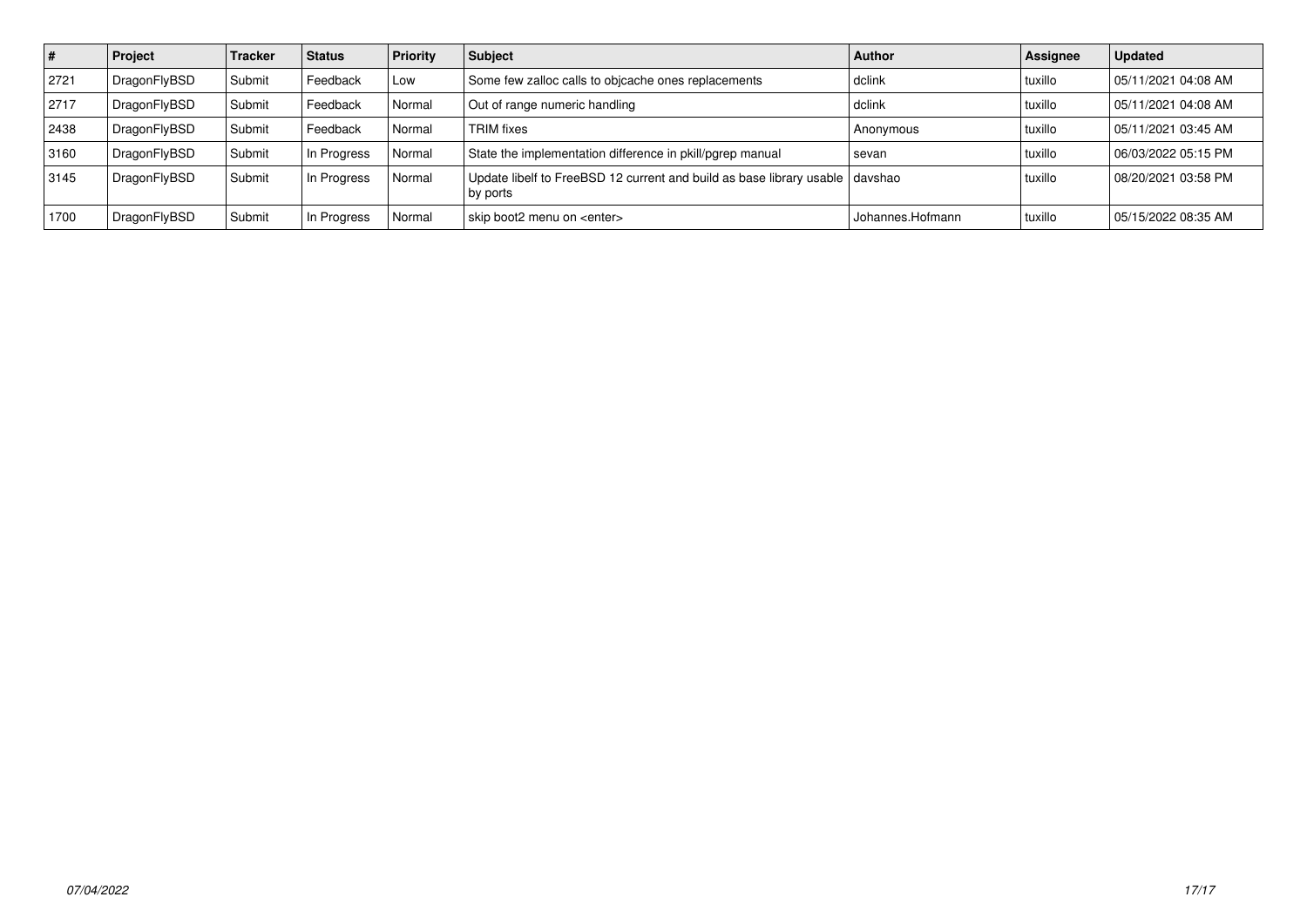| # | Project | Tracker | Status | Priority | Subject | Author | Assignee | Updated |
|---|---|---|---|---|---|---|---|---|
| 2721 | DragonFlyBSD | Submit | Feedback | Low | Some few zalloc calls to objcache ones replacements | dclink | tuxillo | 05/11/2021 04:08 AM |
| 2717 | DragonFlyBSD | Submit | Feedback | Normal | Out of range numeric handling | dclink | tuxillo | 05/11/2021 04:08 AM |
| 2438 | DragonFlyBSD | Submit | Feedback | Normal | TRIM fixes | Anonymous | tuxillo | 05/11/2021 03:45 AM |
| 3160 | DragonFlyBSD | Submit | In Progress | Normal | State the implementation difference in pkill/pgrep manual | sevan | tuxillo | 06/03/2022 05:15 PM |
| 3145 | DragonFlyBSD | Submit | In Progress | Normal | Update libelf to FreeBSD 12 current and build as base library usable by ports | davshao | tuxillo | 08/20/2021 03:58 PM |
| 1700 | DragonFlyBSD | Submit | In Progress | Normal | skip boot2 menu on <enter> | Johannes.Hofmann | tuxillo | 05/15/2022 08:35 AM |